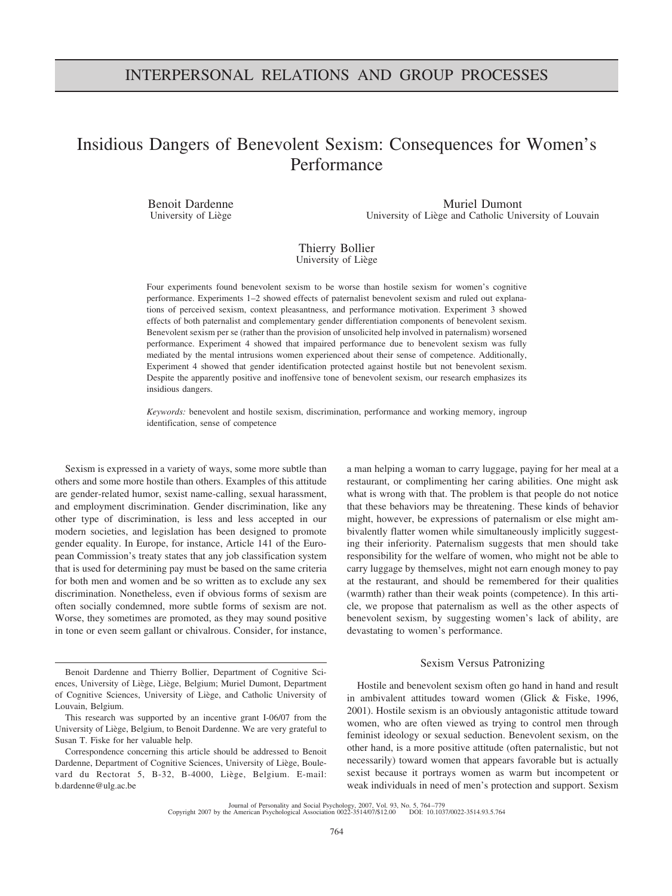INTERPERSONAL RELATIONS AND GROUP PROCESSES

# Insidious Dangers of Benevolent Sexism: Consequences for Women's Performance

Benoit Dardenne
University of Liège

Muriel Dumont
University of Liège and Catholic University of Louvain

Thierry Bollier
University of Liège

Four experiments found benevolent sexism to be worse than hostile sexism for women's cognitive performance. Experiments 1–2 showed effects of paternalist benevolent sexism and ruled out explanations of perceived sexism, context pleasantness, and performance motivation. Experiment 3 showed effects of both paternalist and complementary gender differentiation components of benevolent sexism. Benevolent sexism per se (rather than the provision of unsolicited help involved in paternalism) worsened performance. Experiment 4 showed that impaired performance due to benevolent sexism was fully mediated by the mental intrusions women experienced about their sense of competence. Additionally, Experiment 4 showed that gender identification protected against hostile but not benevolent sexism. Despite the apparently positive and inoffensive tone of benevolent sexism, our research emphasizes its insidious dangers.

*Keywords:* benevolent and hostile sexism, discrimination, performance and working memory, ingroup identification, sense of competence

Sexism is expressed in a variety of ways, some more subtle than others and some more hostile than others. Examples of this attitude are gender-related humor, sexist name-calling, sexual harassment, and employment discrimination. Gender discrimination, like any other type of discrimination, is less and less accepted in our modern societies, and legislation has been designed to promote gender equality. In Europe, for instance, Article 141 of the European Commission's treaty states that any job classification system that is used for determining pay must be based on the same criteria for both men and women and be so written as to exclude any sex discrimination. Nonetheless, even if obvious forms of sexism are often socially condemned, more subtle forms of sexism are not. Worse, they sometimes are promoted, as they may sound positive in tone or even seem gallant or chivalrous. Consider, for instance, a man helping a woman to carry luggage, paying for her meal at a restaurant, or complimenting her caring abilities. One might ask what is wrong with that. The problem is that people do not notice that these behaviors may be threatening. These kinds of behavior might, however, be expressions of paternalism or else might ambivalently flatter women while simultaneously implicitly suggesting their inferiority. Paternalism suggests that men should take responsibility for the welfare of women, who might not be able to carry luggage by themselves, might not earn enough money to pay at the restaurant, and should be remembered for their qualities (warmth) rather than their weak points (competence). In this article, we propose that paternalism as well as the other aspects of benevolent sexism, by suggesting women's lack of ability, are devastating to women's performance.

## Sexism Versus Patronizing

Hostile and benevolent sexism often go hand in hand and result in ambivalent attitudes toward women (Glick & Fiske, 1996, 2001). Hostile sexism is an obviously antagonistic attitude toward women, who are often viewed as trying to control men through feminist ideology or sexual seduction. Benevolent sexism, on the other hand, is a more positive attitude (often paternalistic, but not necessarily) toward women that appears favorable but is actually sexist because it portrays women as warm but incompetent or weak individuals in need of men's protection and support. Sexism

---

Benoit Dardenne and Thierry Bollier, Department of Cognitive Sciences, University of Liège, Liège, Belgium; Muriel Dumont, Department of Cognitive Sciences, University of Liège, and Catholic University of Louvain, Belgium.

This research was supported by an incentive grant I-06/07 from the University of Liège, Belgium, to Benoit Dardenne. We are very grateful to Susan T. Fiske for her valuable help.

Correspondence concerning this article should be addressed to Benoit Dardenne, Department of Cognitive Sciences, University of Liège, Boulevard du Rectorat 5, B-32, B-4000, Liège, Belgium. E-mail: b.dardenne@ulg.ac.be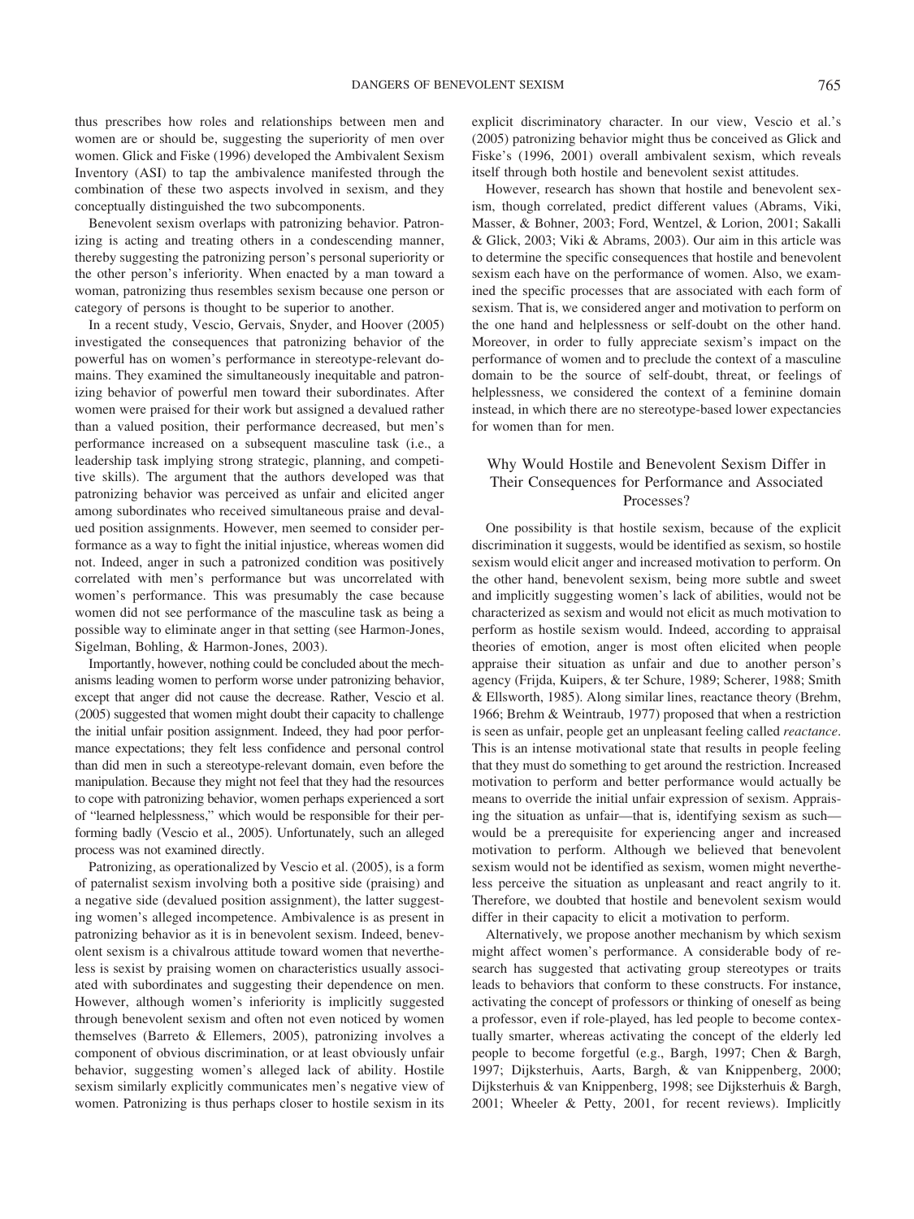thus prescribes how roles and relationships between men and women are or should be, suggesting the superiority of men over women. Glick and Fiske (1996) developed the Ambivalent Sexism Inventory (ASI) to tap the ambivalence manifested through the combination of these two aspects involved in sexism, and they conceptually distinguished the two subcomponents.

Benevolent sexism overlaps with patronizing behavior. Patronizing is acting and treating others in a condescending manner, thereby suggesting the patronizing person's personal superiority or the other person's inferiority. When enacted by a man toward a woman, patronizing thus resembles sexism because one person or category of persons is thought to be superior to another.

In a recent study, Vescio, Gervais, Snyder, and Hoover (2005) investigated the consequences that patronizing behavior of the powerful has on women's performance in stereotype-relevant domains. They examined the simultaneously inequitable and patronizing behavior of powerful men toward their subordinates. After women were praised for their work but assigned a devalued rather than a valued position, their performance decreased, but men's performance increased on a subsequent masculine task (i.e., a leadership task implying strong strategic, planning, and competitive skills). The argument that the authors developed was that patronizing behavior was perceived as unfair and elicited anger among subordinates who received simultaneous praise and devalued position assignments. However, men seemed to consider performance as a way to fight the initial injustice, whereas women did not. Indeed, anger in such a patronized condition was positively correlated with men's performance but was uncorrelated with women's performance. This was presumably the case because women did not see performance of the masculine task as being a possible way to eliminate anger in that setting (see Harmon-Jones, Sigelman, Bohling, & Harmon-Jones, 2003).

Importantly, however, nothing could be concluded about the mechanisms leading women to perform worse under patronizing behavior, except that anger did not cause the decrease. Rather, Vescio et al. (2005) suggested that women might doubt their capacity to challenge the initial unfair position assignment. Indeed, they had poor performance expectations; they felt less confidence and personal control than did men in such a stereotype-relevant domain, even before the manipulation. Because they might not feel that they had the resources to cope with patronizing behavior, women perhaps experienced a sort of "learned helplessness," which would be responsible for their performing badly (Vescio et al., 2005). Unfortunately, such an alleged process was not examined directly.

Patronizing, as operationalized by Vescio et al. (2005), is a form of paternalist sexism involving both a positive side (praising) and a negative side (devalued position assignment), the latter suggesting women's alleged incompetence. Ambivalence is as present in patronizing behavior as it is in benevolent sexism. Indeed, benevolent sexism is a chivalrous attitude toward women that nevertheless is sexist by praising women on characteristics usually associated with subordinates and suggesting their dependence on men. However, although women's inferiority is implicitly suggested through benevolent sexism and often not even noticed by women themselves (Barreto & Ellemers, 2005), patronizing involves a component of obvious discrimination, or at least obviously unfair behavior, suggesting women's alleged lack of ability. Hostile sexism similarly explicitly communicates men's negative view of women. Patronizing is thus perhaps closer to hostile sexism in its explicit discriminatory character. In our view, Vescio et al.'s (2005) patronizing behavior might thus be conceived as Glick and Fiske's (1996, 2001) overall ambivalent sexism, which reveals itself through both hostile and benevolent sexist attitudes.

However, research has shown that hostile and benevolent sexism, though correlated, predict different values (Abrams, Viki, Masser, & Bohner, 2003; Ford, Wentzel, & Lorion, 2001; Sakalli & Glick, 2003; Viki & Abrams, 2003). Our aim in this article was to determine the specific consequences that hostile and benevolent sexism each have on the performance of women. Also, we examined the specific processes that are associated with each form of sexism. That is, we considered anger and motivation to perform on the one hand and helplessness or self-doubt on the other hand. Moreover, in order to fully appreciate sexism's impact on the performance of women and to preclude the context of a masculine domain to be the source of self-doubt, threat, or feelings of helplessness, we considered the context of a feminine domain instead, in which there are no stereotype-based lower expectancies for women than for men.

## Why Would Hostile and Benevolent Sexism Differ in Their Consequences for Performance and Associated Processes?

One possibility is that hostile sexism, because of the explicit discrimination it suggests, would be identified as sexism, so hostile sexism would elicit anger and increased motivation to perform. On the other hand, benevolent sexism, being more subtle and sweet and implicitly suggesting women's lack of abilities, would not be characterized as sexism and would not elicit as much motivation to perform as hostile sexism would. Indeed, according to appraisal theories of emotion, anger is most often elicited when people appraise their situation as unfair and due to another person's agency (Frijda, Kuipers, & ter Schure, 1989; Scherer, 1988; Smith & Ellsworth, 1985). Along similar lines, reactance theory (Brehm, 1966; Brehm & Weintraub, 1977) proposed that when a restriction is seen as unfair, people get an unpleasant feeling called *reactance*. This is an intense motivational state that results in people feeling that they must do something to get around the restriction. Increased motivation to perform and better performance would actually be means to override the initial unfair expression of sexism. Appraising the situation as unfair—that is, identifying sexism as such—would be a prerequisite for experiencing anger and increased motivation to perform. Although we believed that benevolent sexism would not be identified as sexism, women might nevertheless perceive the situation as unpleasant and react angrily to it. Therefore, we doubted that hostile and benevolent sexism would differ in their capacity to elicit a motivation to perform.

Alternatively, we propose another mechanism by which sexism might affect women's performance. A considerable body of research has suggested that activating group stereotypes or traits leads to behaviors that conform to these constructs. For instance, activating the concept of professors or thinking of oneself as being a professor, even if role-played, has led people to become contextually smarter, whereas activating the concept of the elderly led people to become forgetful (e.g., Bargh, 1997; Chen & Bargh, 1997; Dijksterhuis, Aarts, Bargh, & van Knippenberg, 2000; Dijksterhuis & van Knippenberg, 1998; see Dijksterhuis & Bargh, 2001; Wheeler & Petty, 2001, for recent reviews). Implicitly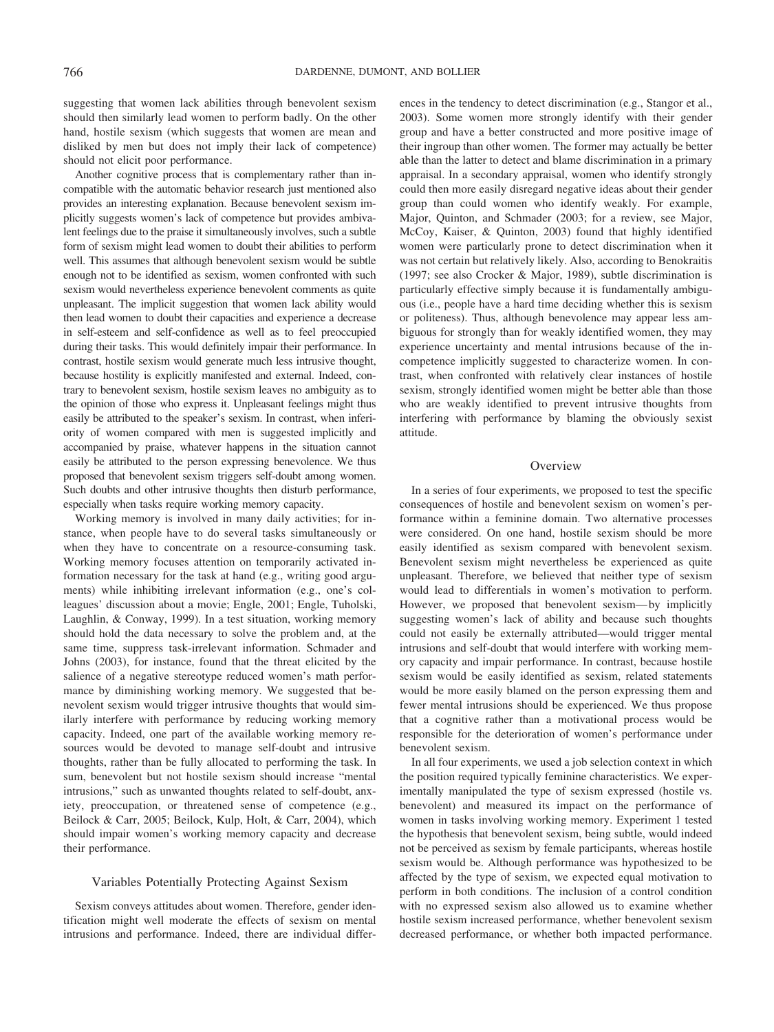suggesting that women lack abilities through benevolent sexism should then similarly lead women to perform badly. On the other hand, hostile sexism (which suggests that women are mean and disliked by men but does not imply their lack of competence) should not elicit poor performance.

Another cognitive process that is complementary rather than incompatible with the automatic behavior research just mentioned also provides an interesting explanation. Because benevolent sexism implicitly suggests women's lack of competence but provides ambivalent feelings due to the praise it simultaneously involves, such a subtle form of sexism might lead women to doubt their abilities to perform well. This assumes that although benevolent sexism would be subtle enough not to be identified as sexism, women confronted with such sexism would nevertheless experience benevolent comments as quite unpleasant. The implicit suggestion that women lack ability would then lead women to doubt their capacities and experience a decrease in self-esteem and self-confidence as well as to feel preoccupied during their tasks. This would definitely impair their performance. In contrast, hostile sexism would generate much less intrusive thought, because hostility is explicitly manifested and external. Indeed, contrary to benevolent sexism, hostile sexism leaves no ambiguity as to the opinion of those who express it. Unpleasant feelings might thus easily be attributed to the speaker's sexism. In contrast, when inferiority of women compared with men is suggested implicitly and accompanied by praise, whatever happens in the situation cannot easily be attributed to the person expressing benevolence. We thus proposed that benevolent sexism triggers self-doubt among women. Such doubts and other intrusive thoughts then disturb performance, especially when tasks require working memory capacity.

Working memory is involved in many daily activities; for instance, when people have to do several tasks simultaneously or when they have to concentrate on a resource-consuming task. Working memory focuses attention on temporarily activated information necessary for the task at hand (e.g., writing good arguments) while inhibiting irrelevant information (e.g., one's colleagues' discussion about a movie; Engle, 2001; Engle, Tuholski, Laughlin, & Conway, 1999). In a test situation, working memory should hold the data necessary to solve the problem and, at the same time, suppress task-irrelevant information. Schmader and Johns (2003), for instance, found that the threat elicited by the salience of a negative stereotype reduced women's math performance by diminishing working memory. We suggested that benevolent sexism would trigger intrusive thoughts that would similarly interfere with performance by reducing working memory capacity. Indeed, one part of the available working memory resources would be devoted to manage self-doubt and intrusive thoughts, rather than be fully allocated to performing the task. In sum, benevolent but not hostile sexism should increase "mental intrusions," such as unwanted thoughts related to self-doubt, anxiety, preoccupation, or threatened sense of competence (e.g., Beilock & Carr, 2005; Beilock, Kulp, Holt, & Carr, 2004), which should impair women's working memory capacity and decrease their performance.

## Variables Potentially Protecting Against Sexism

Sexism conveys attitudes about women. Therefore, gender identification might well moderate the effects of sexism on mental intrusions and performance. Indeed, there are individual differences in the tendency to detect discrimination (e.g., Stangor et al., 2003). Some women more strongly identify with their gender group and have a better constructed and more positive image of their ingroup than other women. The former may actually be better able than the latter to detect and blame discrimination in a primary appraisal. In a secondary appraisal, women who identify strongly could then more easily disregard negative ideas about their gender group than could women who identify weakly. For example, Major, Quinton, and Schmader (2003; for a review, see Major, McCoy, Kaiser, & Quinton, 2003) found that highly identified women were particularly prone to detect discrimination when it was not certain but relatively likely. Also, according to Benokraitis (1997; see also Crocker & Major, 1989), subtle discrimination is particularly effective simply because it is fundamentally ambiguous (i.e., people have a hard time deciding whether this is sexism or politeness). Thus, although benevolence may appear less ambiguous for strongly than for weakly identified women, they may experience uncertainty and mental intrusions because of the incompetence implicitly suggested to characterize women. In contrast, when confronted with relatively clear instances of hostile sexism, strongly identified women might be better able than those who are weakly identified to prevent intrusive thoughts from interfering with performance by blaming the obviously sexist attitude.

## Overview

In a series of four experiments, we proposed to test the specific consequences of hostile and benevolent sexism on women's performance within a feminine domain. Two alternative processes were considered. On one hand, hostile sexism should be more easily identified as sexism compared with benevolent sexism. Benevolent sexism might nevertheless be experienced as quite unpleasant. Therefore, we believed that neither type of sexism would lead to differentials in women's motivation to perform. However, we proposed that benevolent sexism—by implicitly suggesting women's lack of ability and because such thoughts could not easily be externally attributed—would trigger mental intrusions and self-doubt that would interfere with working memory capacity and impair performance. In contrast, because hostile sexism would be easily identified as sexism, related statements would be more easily blamed on the person expressing them and fewer mental intrusions should be experienced. We thus propose that a cognitive rather than a motivational process would be responsible for the deterioration of women's performance under benevolent sexism.

In all four experiments, we used a job selection context in which the position required typically feminine characteristics. We experimentally manipulated the type of sexism expressed (hostile vs. benevolent) and measured its impact on the performance of women in tasks involving working memory. Experiment 1 tested the hypothesis that benevolent sexism, being subtle, would indeed not be perceived as sexism by female participants, whereas hostile sexism would be. Although performance was hypothesized to be affected by the type of sexism, we expected equal motivation to perform in both conditions. The inclusion of a control condition with no expressed sexism also allowed us to examine whether hostile sexism increased performance, whether benevolent sexism decreased performance, or whether both impacted performance.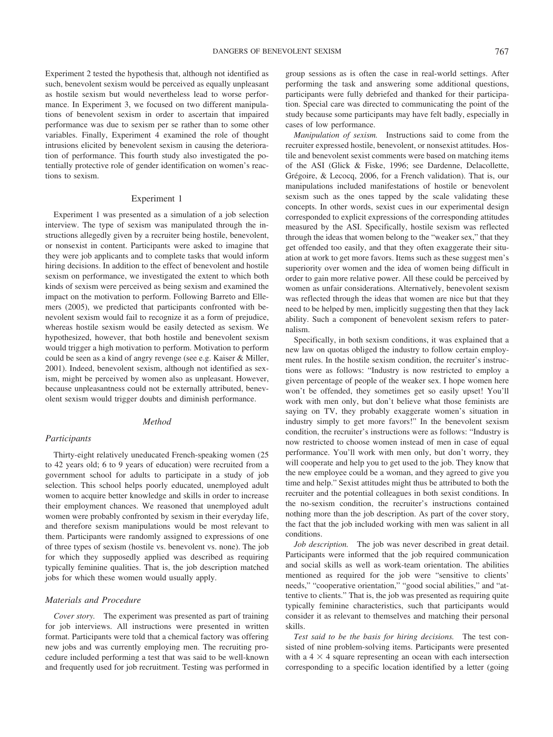Experiment 2 tested the hypothesis that, although not identified as such, benevolent sexism would be perceived as equally unpleasant as hostile sexism but would nevertheless lead to worse performance. In Experiment 3, we focused on two different manipulations of benevolent sexism in order to ascertain that impaired performance was due to sexism per se rather than to some other variables. Finally, Experiment 4 examined the role of thought intrusions elicited by benevolent sexism in causing the deterioration of performance. This fourth study also investigated the potentially protective role of gender identification on women's reactions to sexism.

## Experiment 1

Experiment 1 was presented as a simulation of a job selection interview. The type of sexism was manipulated through the instructions allegedly given by a recruiter being hostile, benevolent, or nonsexist in content. Participants were asked to imagine that they were job applicants and to complete tasks that would inform hiring decisions. In addition to the effect of benevolent and hostile sexism on performance, we investigated the extent to which both kinds of sexism were perceived as being sexism and examined the impact on the motivation to perform. Following Barreto and Ellemers (2005), we predicted that participants confronted with benevolent sexism would fail to recognize it as a form of prejudice, whereas hostile sexism would be easily detected as sexism. We hypothesized, however, that both hostile and benevolent sexism would trigger a high motivation to perform. Motivation to perform could be seen as a kind of angry revenge (see e.g. Kaiser & Miller, 2001). Indeed, benevolent sexism, although not identified as sexism, might be perceived by women also as unpleasant. However, because unpleasantness could not be externally attributed, benevolent sexism would trigger doubts and diminish performance.

### Method

#### Participants

Thirty-eight relatively uneducated French-speaking women (25 to 42 years old; 6 to 9 years of education) were recruited from a government school for adults to participate in a study of job selection. This school helps poorly educated, unemployed adult women to acquire better knowledge and skills in order to increase their employment chances. We reasoned that unemployed adult women were probably confronted by sexism in their everyday life, and therefore sexism manipulations would be most relevant to them. Participants were randomly assigned to expressions of one of three types of sexism (hostile vs. benevolent vs. none). The job for which they supposedly applied was described as requiring typically feminine qualities. That is, the job description matched jobs for which these women would usually apply.

#### Materials and Procedure

*Cover story.* The experiment was presented as part of training for job interviews. All instructions were presented in written format. Participants were told that a chemical factory was offering new jobs and was currently employing men. The recruiting procedure included performing a test that was said to be well-known and frequently used for job recruitment. Testing was performed in group sessions as is often the case in real-world settings. After performing the task and answering some additional questions, participants were fully debriefed and thanked for their participation. Special care was directed to communicating the point of the study because some participants may have felt badly, especially in cases of low performance.

*Manipulation of sexism.* Instructions said to come from the recruiter expressed hostile, benevolent, or nonsexist attitudes. Hostile and benevolent sexist comments were based on matching items of the ASI (Glick & Fiske, 1996; see Dardenne, Delacollette, Grégoire, & Lecocq, 2006, for a French validation). That is, our manipulations included manifestations of hostile or benevolent sexism such as the ones tapped by the scale validating these concepts. In other words, sexist cues in our experimental design corresponded to explicit expressions of the corresponding attitudes measured by the ASI. Specifically, hostile sexism was reflected through the ideas that women belong to the "weaker sex," that they get offended too easily, and that they often exaggerate their situation at work to get more favors. Items such as these suggest men's superiority over women and the idea of women being difficult in order to gain more relative power. All these could be perceived by women as unfair considerations. Alternatively, benevolent sexism was reflected through the ideas that women are nice but that they need to be helped by men, implicitly suggesting then that they lack ability. Such a component of benevolent sexism refers to paternalism.

Specifically, in both sexism conditions, it was explained that a new law on quotas obliged the industry to follow certain employment rules. In the hostile sexism condition, the recruiter's instructions were as follows: "Industry is now restricted to employ a given percentage of people of the weaker sex. I hope women here won't be offended, they sometimes get so easily upset! You'll work with men only, but don't believe what those feminists are saying on TV, they probably exaggerate women's situation in industry simply to get more favors!" In the benevolent sexism condition, the recruiter's instructions were as follows: "Industry is now restricted to choose women instead of men in case of equal performance. You'll work with men only, but don't worry, they will cooperate and help you to get used to the job. They know that the new employee could be a woman, and they agreed to give you time and help." Sexist attitudes might thus be attributed to both the recruiter and the potential colleagues in both sexist conditions. In the no-sexism condition, the recruiter's instructions contained nothing more than the job description. As part of the cover story, the fact that the job included working with men was salient in all conditions.

*Job description.* The job was never described in great detail. Participants were informed that the job required communication and social skills as well as work-team orientation. The abilities mentioned as required for the job were "sensitive to clients' needs," "cooperative orientation," "good social abilities," and "attentive to clients." That is, the job was presented as requiring quite typically feminine characteristics, such that participants would consider it as relevant to themselves and matching their personal skills.

*Test said to be the basis for hiring decisions.* The test consisted of nine problem-solving items. Participants were presented with a $4 \times 4$ square representing an ocean with each intersection corresponding to a specific location identified by a letter (going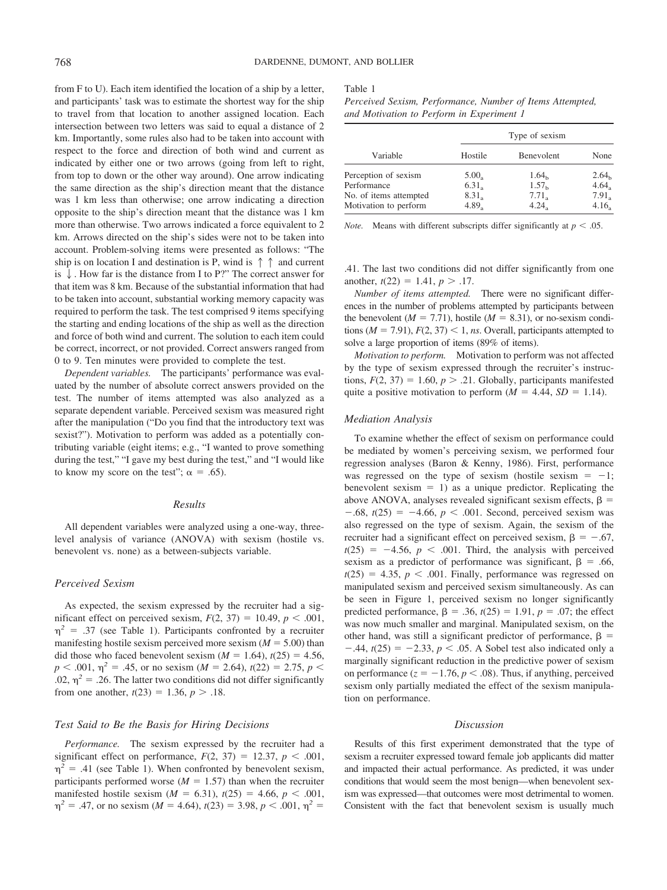from F to U). Each item identified the location of a ship by a letter, and participants' task was to estimate the shortest way for the ship to travel from that location to another assigned location. Each intersection between two letters was said to equal a distance of 2 km. Importantly, some rules also had to be taken into account with respect to the force and direction of both wind and current as indicated by either one or two arrows (going from left to right, from top to down or the other way around). One arrow indicating the same direction as the ship's direction meant that the distance was 1 km less than otherwise; one arrow indicating a direction opposite to the ship's direction meant that the distance was 1 km more than otherwise. Two arrows indicated a force equivalent to 2 km. Arrows directed on the ship's sides were not to be taken into account. Problem-solving items were presented as follows: "The ship is on location I and destination is P, wind is ↑ ↑ and current is ↓. How far is the distance from I to P?" The correct answer for that item was 8 km. Because of the substantial information that had to be taken into account, substantial working memory capacity was required to perform the task. The test comprised 9 items specifying the starting and ending locations of the ship as well as the direction and force of both wind and current. The solution to each item could be correct, incorrect, or not provided. Correct answers ranged from 0 to 9. Ten minutes were provided to complete the test.

*Dependent variables.* The participants' performance was evaluated by the number of absolute correct answers provided on the test. The number of items attempted was also analyzed as a separate dependent variable. Perceived sexism was measured right after the manipulation ("Do you find that the introductory text was sexist?"). Motivation to perform was added as a potentially contributing variable (eight items; e.g., "I wanted to prove something during the test," "I gave my best during the test," and "I would like to know my score on the test"; $\alpha = .65$).

## Results

All dependent variables were analyzed using a one-way, three-level analysis of variance (ANOVA) with sexism (hostile vs. benevolent vs. none) as a between-subjects variable.

### Perceived Sexism

As expected, the sexism expressed by the recruiter had a significant effect on perceived sexism, $F(2, 37) = 10.49$, $p < .001$, $\eta^2 = .37$ (see Table 1). Participants confronted by a recruiter manifesting hostile sexism perceived more sexism ($M = 5.00$) than did those who faced benevolent sexism ($M = 1.64$), $t(25) = 4.56$, $p < .001$, $\eta^2 = .45$, or no sexism ($M = 2.64$), $t(22) = 2.75$, $p < .02$, $\eta^2 = .26$. The latter two conditions did not differ significantly from one another, $t(23) = 1.36$, $p > .18$.

### Test Said to Be the Basis for Hiring Decisions

*Performance.* The sexism expressed by the recruiter had a significant effect on performance, $F(2, 37) = 12.37$, $p < .001$, $\eta^2 = .41$ (see Table 1). When confronted by benevolent sexism, participants performed worse ($M = 1.57$) than when the recruiter manifested hostile sexism ($M = 6.31$), $t(25) = 4.66$, $p < .001$, $\eta^2 = .47$, or no sexism ($M = 4.64$), $t(23) = 3.98$, $p < .001$, $\eta^2 = .41$. The last two conditions did not differ significantly from one another, $t(22) = 1.41$, $p > .17$.

Table 1
*Perceived Sexism, Performance, Number of Items Attempted, and Motivation to Perform in Experiment 1*

| Variable | Type of sexism | | |
|---|---|---|---|
| | Hostile | Benevolent | None |
| Perception of sexism | $5.00_a$ | $1.64_b$ | $2.64_b$ |
| Performance | $6.31_a$ | $1.57_b$ | $4.64_a$ |
| No. of items attempted | $8.31_a$ | $7.71_a$ | $7.91_a$ |
| Motivation to perform | $4.89_a$ | $4.24_a$ | $4.16_a$ |

*Note.* Means with different subscripts differ significantly at $p < .05$.

*Number of items attempted.* There were no significant differences in the number of problems attempted by participants between the benevolent ($M = 7.71$), hostile ($M = 8.31$), or no-sexism conditions ($M = 7.91$), $F(2, 37) < 1$, *ns*. Overall, participants attempted to solve a large proportion of items (89% of items).

*Motivation to perform.* Motivation to perform was not affected by the type of sexism expressed through the recruiter's instructions, $F(2, 37) = 1.60$, $p > .21$. Globally, participants manifested quite a positive motivation to perform ($M = 4.44$, $SD = 1.14$).

### Mediation Analysis

To examine whether the effect of sexism on performance could be mediated by women's perceiving sexism, we performed four regression analyses (Baron & Kenny, 1986). First, performance was regressed on the type of sexism (hostile sexism $= -1$; benevolent sexism $= 1$) as a unique predictor. Replicating the above ANOVA, analyses revealed significant sexism effects, $\beta = -.68$, $t(25) = -4.66$, $p < .001$. Second, perceived sexism was also regressed on the type of sexism. Again, the sexism of the recruiter had a significant effect on perceived sexism, $\beta = -.67$, $t(25) = -4.56$, $p < .001$. Third, the analysis with perceived sexism as a predictor of performance was significant, $\beta = .66$, $t(25) = 4.35$, $p < .001$. Finally, performance was regressed on manipulated sexism and perceived sexism simultaneously. As can be seen in Figure 1, perceived sexism no longer significantly predicted performance, $\beta = .36$, $t(25) = 1.91$, $p = .07$; the effect was now much smaller and marginal. Manipulated sexism, on the other hand, was still a significant predictor of performance, $\beta = -.44$, $t(25) = -2.33$, $p < .05$. A Sobel test also indicated only a marginally significant reduction in the predictive power of sexism on performance ($z = -1.76$, $p < .08$). Thus, if anything, perceived sexism only partially mediated the effect of the sexism manipulation on performance.

## Discussion

Results of this first experiment demonstrated that the type of sexism a recruiter expressed toward female job applicants did matter and impacted their actual performance. As predicted, it was under conditions that would seem the most benign—when benevolent sexism was expressed—that outcomes were most detrimental to women. Consistent with the fact that benevolent sexism is usually much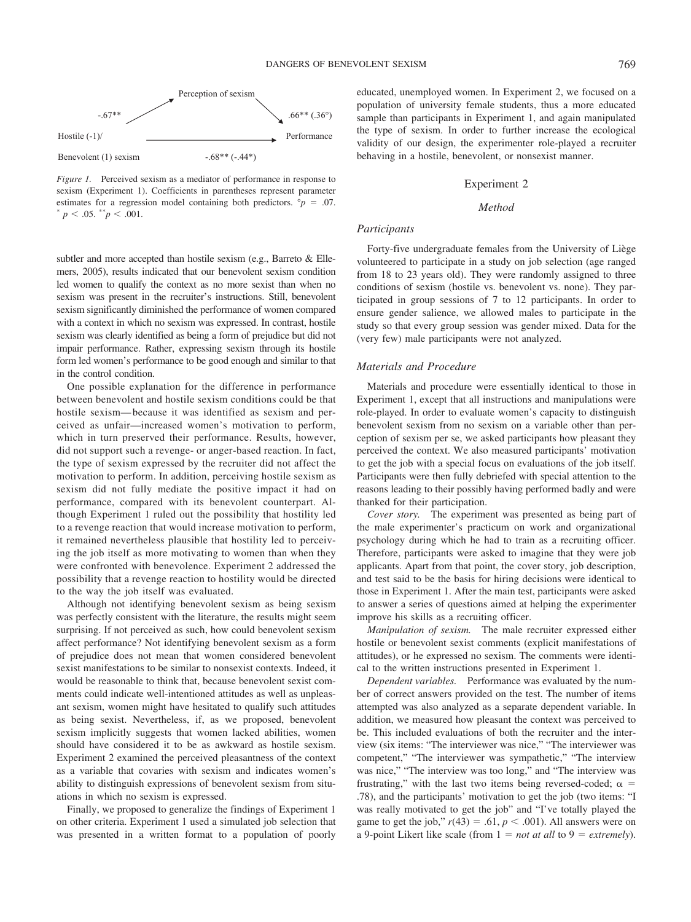Perception of sexism

-.67** .66** (.36°)

Hostile (-1)/ Performance

Benevolent (1) sexism -.68** (-.44*)

*Figure 1.* Perceived sexism as a mediator of performance in response to sexism (Experiment 1). Coefficients in parentheses represent parameter estimates for a regression model containing both predictors. °$p = .07$. * $p < .05$. ** $p < .001$.

subtler and more accepted than hostile sexism (e.g., Barreto & Ellemers, 2005), results indicated that our benevolent sexism condition led women to qualify the context as no more sexist than when no sexism was present in the recruiter's instructions. Still, benevolent sexism significantly diminished the performance of women compared with a context in which no sexism was expressed. In contrast, hostile sexism was clearly identified as being a form of prejudice but did not impair performance. Rather, expressing sexism through its hostile form led women's performance to be good enough and similar to that in the control condition.

One possible explanation for the difference in performance between benevolent and hostile sexism conditions could be that hostile sexism—because it was identified as sexism and perceived as unfair—increased women's motivation to perform, which in turn preserved their performance. Results, however, did not support such a revenge- or anger-based reaction. In fact, the type of sexism expressed by the recruiter did not affect the motivation to perform. In addition, perceiving hostile sexism as sexism did not fully mediate the positive impact it had on performance, compared with its benevolent counterpart. Although Experiment 1 ruled out the possibility that hostility led to a revenge reaction that would increase motivation to perform, it remained nevertheless plausible that hostility led to perceiving the job itself as more motivating to women than when they were confronted with benevolence. Experiment 2 addressed the possibility that a revenge reaction to hostility would be directed to the way the job itself was evaluated.

Although not identifying benevolent sexism as being sexism was perfectly consistent with the literature, the results might seem surprising. If not perceived as such, how could benevolent sexism affect performance? Not identifying benevolent sexism as a form of prejudice does not mean that women considered benevolent sexist manifestations to be similar to nonsexist contexts. Indeed, it would be reasonable to think that, because benevolent sexist comments could indicate well-intentioned attitudes as well as unpleasant sexism, women might have hesitated to qualify such attitudes as being sexist. Nevertheless, if, as we proposed, benevolent sexism implicitly suggests that women lacked abilities, women should have considered it to be as awkward as hostile sexism. Experiment 2 examined the perceived pleasantness of the context as a variable that covaries with sexism and indicates women's ability to distinguish expressions of benevolent sexism from situations in which no sexism is expressed.

Finally, we proposed to generalize the findings of Experiment 1 on other criteria. Experiment 1 used a simulated job selection that was presented in a written format to a population of poorly educated, unemployed women. In Experiment 2, we focused on a population of university female students, thus a more educated sample than participants in Experiment 1, and again manipulated the type of sexism. In order to further increase the ecological validity of our design, the experimenter role-played a recruiter behaving in a hostile, benevolent, or nonsexist manner.

## Experiment 2

### Method

#### Participants

Forty-five undergraduate females from the University of Liège volunteered to participate in a study on job selection (age ranged from 18 to 23 years old). They were randomly assigned to three conditions of sexism (hostile vs. benevolent vs. none). They participated in group sessions of 7 to 12 participants. In order to ensure gender salience, we allowed males to participate in the study so that every group session was gender mixed. Data for the (very few) male participants were not analyzed.

#### Materials and Procedure

Materials and procedure were essentially identical to those in Experiment 1, except that all instructions and manipulations were role-played. In order to evaluate women's capacity to distinguish benevolent sexism from no sexism on a variable other than perception of sexism per se, we asked participants how pleasant they perceived the context. We also measured participants' motivation to get the job with a special focus on evaluations of the job itself. Participants were then fully debriefed with special attention to the reasons leading to their possibly having performed badly and were thanked for their participation.

*Cover story.* The experiment was presented as being part of the male experimenter's practicum on work and organizational psychology during which he had to train as a recruiting officer. Therefore, participants were asked to imagine that they were job applicants. Apart from that point, the cover story, job description, and test said to be the basis for hiring decisions were identical to those in Experiment 1. After the main test, participants were asked to answer a series of questions aimed at helping the experimenter improve his skills as a recruiting officer.

*Manipulation of sexism.* The male recruiter expressed either hostile or benevolent sexist comments (explicit manifestations of attitudes), or he expressed no sexism. The comments were identical to the written instructions presented in Experiment 1.

*Dependent variables.* Performance was evaluated by the number of correct answers provided on the test. The number of items attempted was also analyzed as a separate dependent variable. In addition, we measured how pleasant the context was perceived to be. This included evaluations of both the recruiter and the interview (six items: "The interviewer was nice," "The interviewer was competent," "The interviewer was sympathetic," "The interview was nice," "The interview was too long," and "The interview was frustrating," with the last two items being reversed-coded; $\alpha = .78$), and the participants' motivation to get the job (two items: "I was really motivated to get the job" and "I've totally played the game to get the job," $r(43) = .61$, $p < .001$). All answers were on a 9-point Likert like scale (from 1 = *not at all* to 9 = *extremely*).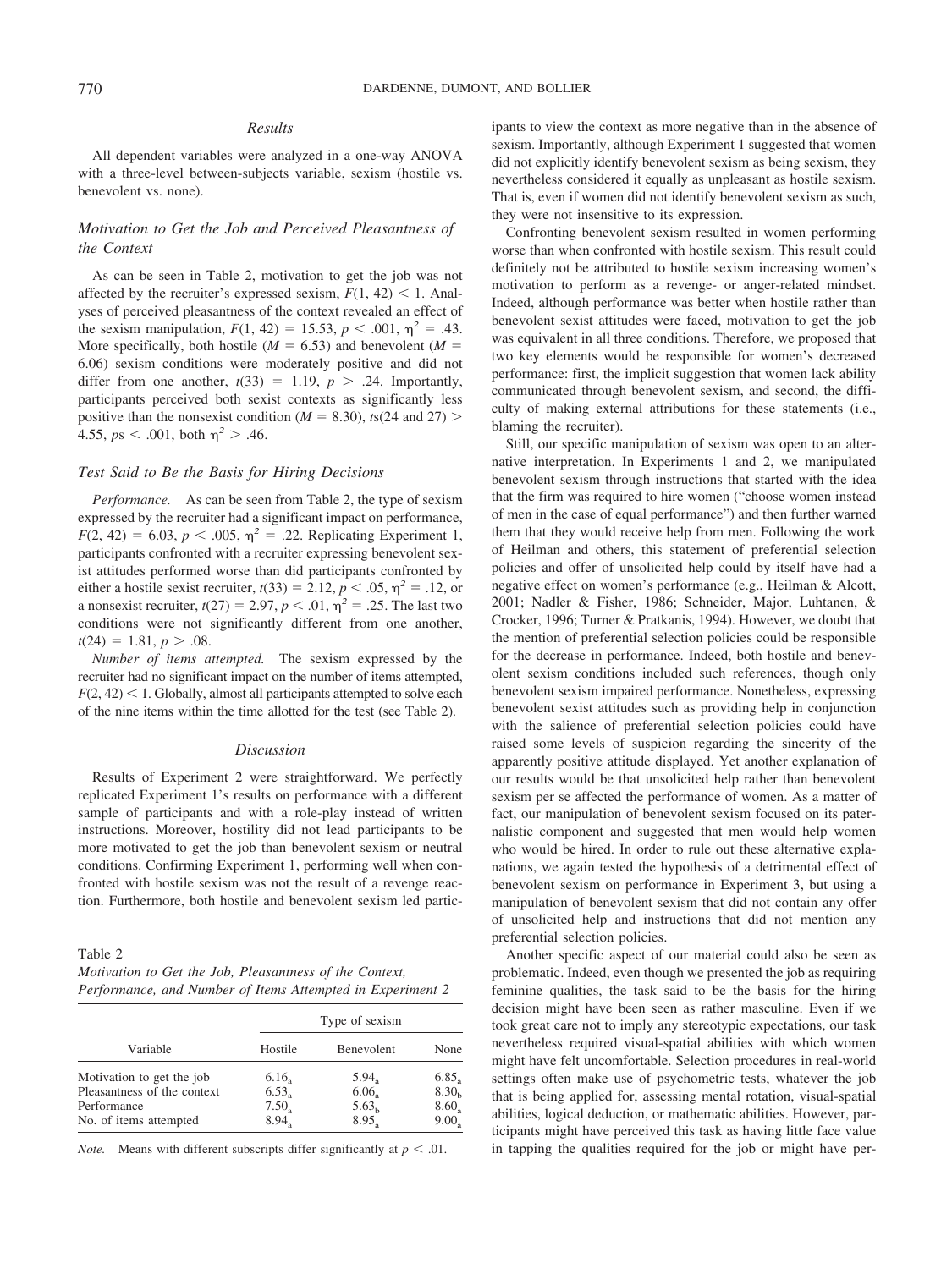### Results

All dependent variables were analyzed in a one-way ANOVA with a three-level between-subjects variable, sexism (hostile vs. benevolent vs. none).

### Motivation to Get the Job and Perceived Pleasantness of the Context

As can be seen in Table 2, motivation to get the job was not affected by the recruiter's expressed sexism, $F(1, 42) < 1$. Analyses of perceived pleasantness of the context revealed an effect of the sexism manipulation, $F(1, 42) = 15.53$, $p < .001$, $\eta^2 = .43$. More specifically, both hostile ($M = 6.53$) and benevolent ($M = 6.06$) sexism conditions were moderately positive and did not differ from one another, $t(33) = 1.19$, $p > .24$. Importantly, participants perceived both sexist contexts as significantly less positive than the nonsexist condition ($M = 8.30$), $t$s(24 and 27) $> 4.55$, $p$s $< .001$, both $\eta^2 > .46$.

### Test Said to Be the Basis for Hiring Decisions

*Performance.* As can be seen from Table 2, the type of sexism expressed by the recruiter had a significant impact on performance, $F(2, 42) = 6.03$, $p < .005$, $\eta^2 = .22$. Replicating Experiment 1, participants confronted with a recruiter expressing benevolent sexist attitudes performed worse than did participants confronted by either a hostile sexist recruiter, $t(33) = 2.12$, $p < .05$, $\eta^2 = .12$, or a nonsexist recruiter, $t(27) = 2.97$, $p < .01$, $\eta^2 = .25$. The last two conditions were not significantly different from one another, $t(24) = 1.81$, $p > .08$.

*Number of items attempted.* The sexism expressed by the recruiter had no significant impact on the number of items attempted, $F(2, 42) < 1$. Globally, almost all participants attempted to solve each of the nine items within the time allotted for the test (see Table 2).

### Discussion

Results of Experiment 2 were straightforward. We perfectly replicated Experiment 1's results on performance with a different sample of participants and with a role-play instead of written instructions. Moreover, hostility did not lead participants to be more motivated to get the job than benevolent sexism or neutral conditions. Confirming Experiment 1, performing well when confronted with hostile sexism was not the result of a revenge reaction. Furthermore, both hostile and benevolent sexism led participants to view the context as more negative than in the absence of sexism. Importantly, although Experiment 1 suggested that women did not explicitly identify benevolent sexism as being sexism, they nevertheless considered it equally as unpleasant as hostile sexism. That is, even if women did not identify benevolent sexism as such, they were not insensitive to its expression.

Table 2
*Motivation to Get the Job, Pleasantness of the Context, Performance, and Number of Items Attempted in Experiment 2*

| Variable | Type of sexism | | |
|---|---|---|---|
| | Hostile | Benevolent | None |
| Motivation to get the job | $6.16_a$ | $5.94_a$ | $6.85_a$ |
| Pleasantness of the context | $6.53_a$ | $6.06_a$ | $8.30_b$ |
| Performance | $7.50_a$ | $5.63_b$ | $8.60_a$ |
| No. of items attempted | $8.94_a$ | $8.95_a$ | $9.00_a$ |

*Note.* Means with different subscripts differ significantly at $p < .01$.

Confronting benevolent sexism resulted in women performing worse than when confronted with hostile sexism. This result could definitely not be attributed to hostile sexism increasing women's motivation to perform as a revenge- or anger-related mindset. Indeed, although performance was better when hostile rather than benevolent sexist attitudes were faced, motivation to get the job was equivalent in all three conditions. Therefore, we proposed that two key elements would be responsible for women's decreased performance: first, the implicit suggestion that women lack ability communicated through benevolent sexism, and second, the difficulty of making external attributions for these statements (i.e., blaming the recruiter).

Still, our specific manipulation of sexism was open to an alternative interpretation. In Experiments 1 and 2, we manipulated benevolent sexism through instructions that started with the idea that the firm was required to hire women ("choose women instead of men in the case of equal performance") and then further warned them that they would receive help from men. Following the work of Heilman and others, this statement of preferential selection policies and offer of unsolicited help could by itself have had a negative effect on women's performance (e.g., Heilman & Alcott, 2001; Nadler & Fisher, 1986; Schneider, Major, Luhtanen, & Crocker, 1996; Turner & Pratkanis, 1994). However, we doubt that the mention of preferential selection policies could be responsible for the decrease in performance. Indeed, both hostile and benevolent sexism conditions included such references, though only benevolent sexism impaired performance. Nonetheless, expressing benevolent sexist attitudes such as providing help in conjunction with the salience of preferential selection policies could have raised some levels of suspicion regarding the sincerity of the apparently positive attitude displayed. Yet another explanation of our results would be that unsolicited help rather than benevolent sexism per se affected the performance of women. As a matter of fact, our manipulation of benevolent sexism focused on its paternalistic component and suggested that men would help women who would be hired. In order to rule out these alternative explanations, we again tested the hypothesis of a detrimental effect of benevolent sexism on performance in Experiment 3, but using a manipulation of benevolent sexism that did not contain any offer of unsolicited help and instructions that did not mention any preferential selection policies.

Another specific aspect of our material could also be seen as problematic. Indeed, even though we presented the job as requiring feminine qualities, the task said to be the basis for the hiring decision might have been seen as rather masculine. Even if we took great care not to imply any stereotypic expectations, our task nevertheless required visual-spatial abilities with which women might have felt uncomfortable. Selection procedures in real-world settings often make use of psychometric tests, whatever the job that is being applied for, assessing mental rotation, visual-spatial abilities, logical deduction, or mathematic abilities. However, participants might have perceived this task as having little face value in tapping the qualities required for the job or might have per-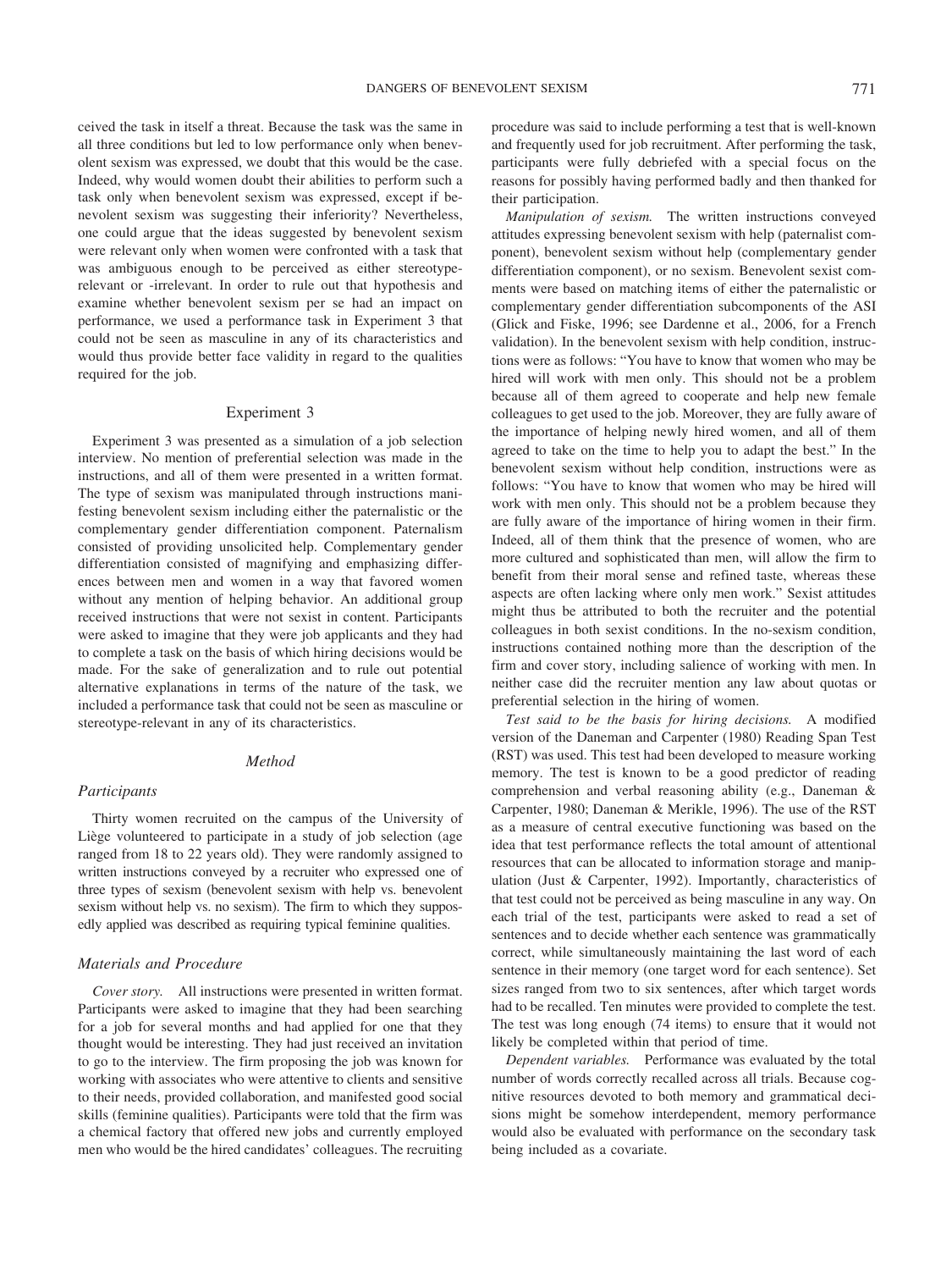ceived the task in itself a threat. Because the task was the same in all three conditions but led to low performance only when benevolent sexism was expressed, we doubt that this would be the case. Indeed, why would women doubt their abilities to perform such a task only when benevolent sexism was expressed, except if benevolent sexism was suggesting their inferiority? Nevertheless, one could argue that the ideas suggested by benevolent sexism were relevant only when women were confronted with a task that was ambiguous enough to be perceived as either stereotype-relevant or -irrelevant. In order to rule out that hypothesis and examine whether benevolent sexism per se had an impact on performance, we used a performance task in Experiment 3 that could not be seen as masculine in any of its characteristics and would thus provide better face validity in regard to the qualities required for the job.

## Experiment 3

Experiment 3 was presented as a simulation of a job selection interview. No mention of preferential selection was made in the instructions, and all of them were presented in a written format. The type of sexism was manipulated through instructions manifesting benevolent sexism including either the paternalistic or the complementary gender differentiation component. Paternalism consisted of providing unsolicited help. Complementary gender differentiation consisted of magnifying and emphasizing differences between men and women in a way that favored women without any mention of helping behavior. An additional group received instructions that were not sexist in content. Participants were asked to imagine that they were job applicants and they had to complete a task on the basis of which hiring decisions would be made. For the sake of generalization and to rule out potential alternative explanations in terms of the nature of the task, we included a performance task that could not be seen as masculine or stereotype-relevant in any of its characteristics.

### Method

#### Participants

Thirty women recruited on the campus of the University of Liège volunteered to participate in a study of job selection (age ranged from 18 to 22 years old). They were randomly assigned to written instructions conveyed by a recruiter who expressed one of three types of sexism (benevolent sexism with help vs. benevolent sexism without help vs. no sexism). The firm to which they supposedly applied was described as requiring typical feminine qualities.

#### Materials and Procedure

*Cover story.* All instructions were presented in written format. Participants were asked to imagine that they had been searching for a job for several months and had applied for one that they thought would be interesting. They had just received an invitation to go to the interview. The firm proposing the job was known for working with associates who were attentive to clients and sensitive to their needs, provided collaboration, and manifested good social skills (feminine qualities). Participants were told that the firm was a chemical factory that offered new jobs and currently employed men who would be the hired candidates' colleagues. The recruiting procedure was said to include performing a test that is well-known and frequently used for job recruitment. After performing the task, participants were fully debriefed with a special focus on the reasons for possibly having performed badly and then thanked for their participation.

*Manipulation of sexism.* The written instructions conveyed attitudes expressing benevolent sexism with help (paternalist component), benevolent sexism without help (complementary gender differentiation component), or no sexism. Benevolent sexist comments were based on matching items of either the paternalistic or complementary gender differentiation subcomponents of the ASI (Glick and Fiske, 1996; see Dardenne et al., 2006, for a French validation). In the benevolent sexism with help condition, instructions were as follows: "You have to know that women who may be hired will work with men only. This should not be a problem because all of them agreed to cooperate and help new female colleagues to get used to the job. Moreover, they are fully aware of the importance of helping newly hired women, and all of them agreed to take on the time to help you to adapt the best." In the benevolent sexism without help condition, instructions were as follows: "You have to know that women who may be hired will work with men only. This should not be a problem because they are fully aware of the importance of hiring women in their firm. Indeed, all of them think that the presence of women, who are more cultured and sophisticated than men, will allow the firm to benefit from their moral sense and refined taste, whereas these aspects are often lacking where only men work." Sexist attitudes might thus be attributed to both the recruiter and the potential colleagues in both sexist conditions. In the no-sexism condition, instructions contained nothing more than the description of the firm and cover story, including salience of working with men. In neither case did the recruiter mention any law about quotas or preferential selection in the hiring of women.

*Test said to be the basis for hiring decisions.* A modified version of the Daneman and Carpenter (1980) Reading Span Test (RST) was used. This test had been developed to measure working memory. The test is known to be a good predictor of reading comprehension and verbal reasoning ability (e.g., Daneman & Carpenter, 1980; Daneman & Merikle, 1996). The use of the RST as a measure of central executive functioning was based on the idea that test performance reflects the total amount of attentional resources that can be allocated to information storage and manipulation (Just & Carpenter, 1992). Importantly, characteristics of that test could not be perceived as being masculine in any way. On each trial of the test, participants were asked to read a set of sentences and to decide whether each sentence was grammatically correct, while simultaneously maintaining the last word of each sentence in their memory (one target word for each sentence). Set sizes ranged from two to six sentences, after which target words had to be recalled. Ten minutes were provided to complete the test. The test was long enough (74 items) to ensure that it would not likely be completed within that period of time.

*Dependent variables.* Performance was evaluated by the total number of words correctly recalled across all trials. Because cognitive resources devoted to both memory and grammatical decisions might be somehow interdependent, memory performance would also be evaluated with performance on the secondary task being included as a covariate.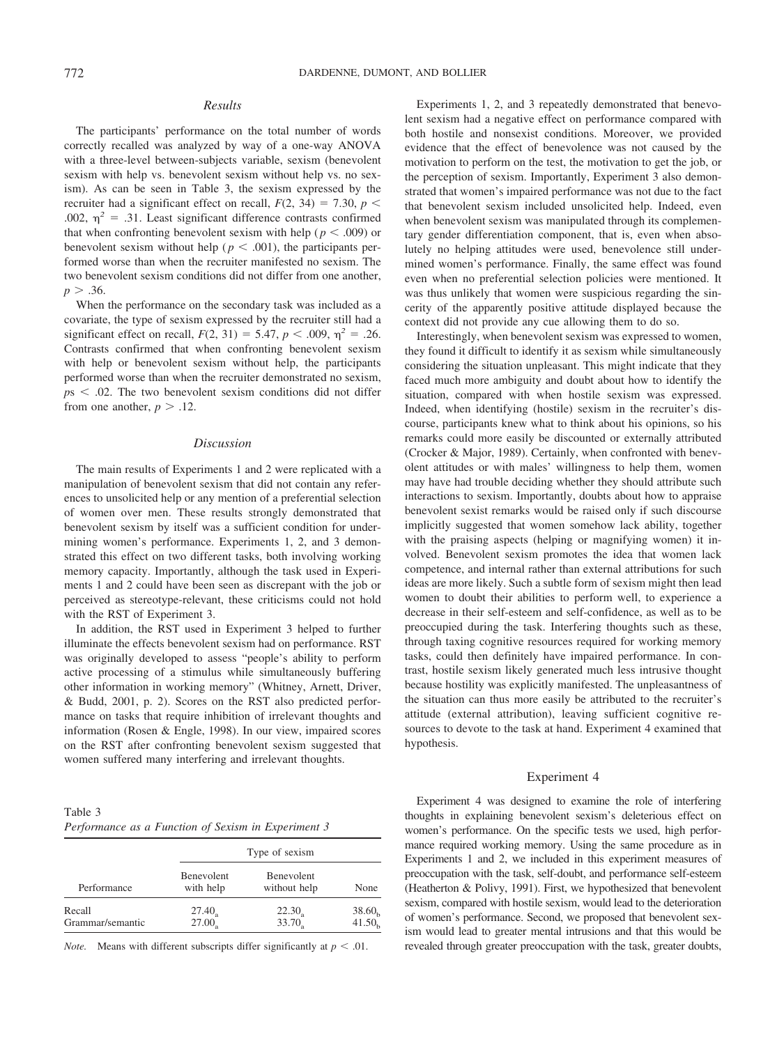### Results

The participants' performance on the total number of words correctly recalled was analyzed by way of a one-way ANOVA with a three-level between-subjects variable, sexism (benevolent sexism with help vs. benevolent sexism without help vs. no sexism). As can be seen in Table 3, the sexism expressed by the recruiter had a significant effect on recall, $F(2, 34) = 7.30$, $p < .002$, $\eta^2 = .31$. Least significant difference contrasts confirmed that when confronting benevolent sexism with help ($p < .009$) or benevolent sexism without help ($p < .001$), the participants performed worse than when the recruiter manifested no sexism. The two benevolent sexism conditions did not differ from one another, $p > .36$.

When the performance on the secondary task was included as a covariate, the type of sexism expressed by the recruiter still had a significant effect on recall, $F(2, 31) = 5.47$, $p < .009$, $\eta^2 = .26$. Contrasts confirmed that when confronting benevolent sexism with help or benevolent sexism without help, the participants performed worse than when the recruiter demonstrated no sexism, $p$s $< .02$. The two benevolent sexism conditions did not differ from one another, $p > .12$.

### Discussion

The main results of Experiments 1 and 2 were replicated with a manipulation of benevolent sexism that did not contain any references to unsolicited help or any mention of a preferential selection of women over men. These results strongly demonstrated that benevolent sexism by itself was a sufficient condition for undermining women's performance. Experiments 1, 2, and 3 demonstrated this effect on two different tasks, both involving working memory capacity. Importantly, although the task used in Experiments 1 and 2 could have been seen as discrepant with the job or perceived as stereotype-relevant, these criticisms could not hold with the RST of Experiment 3.

In addition, the RST used in Experiment 3 helped to further illuminate the effects benevolent sexism had on performance. RST was originally developed to assess "people's ability to perform active processing of a stimulus while simultaneously buffering other information in working memory" (Whitney, Arnett, Driver, & Budd, 2001, p. 2). Scores on the RST also predicted performance on tasks that require inhibition of irrelevant thoughts and information (Rosen & Engle, 1998). In our view, impaired scores on the RST after confronting benevolent sexism suggested that women suffered many interfering and irrelevant thoughts.

Table 3
*Performance as a Function of Sexism in Experiment 3*

| | Type of sexism | | |
|---|---|---|---|
| Performance | Benevolent with help | Benevolent without help | None |
| Recall | $27.40_a$ | $22.30_a$ | $38.60_b$ |
| Grammar/semantic | $27.00_a$ | $33.70_a$ | $41.50_b$ |

*Note.* Means with different subscripts differ significantly at $p < .01$.

Experiments 1, 2, and 3 repeatedly demonstrated that benevolent sexism had a negative effect on performance compared with both hostile and nonsexist conditions. Moreover, we provided evidence that the effect of benevolence was not caused by the motivation to perform on the test, the motivation to get the job, or the perception of sexism. Importantly, Experiment 3 also demonstrated that women's impaired performance was not due to the fact that benevolent sexism included unsolicited help. Indeed, even when benevolent sexism was manipulated through its complementary gender differentiation component, that is, even when absolutely no helping attitudes were used, benevolence still undermined women's performance. Finally, the same effect was found even when no preferential selection policies were mentioned. It was thus unlikely that women were suspicious regarding the sincerity of the apparently positive attitude displayed because the context did not provide any cue allowing them to do so.

Interestingly, when benevolent sexism was expressed to women, they found it difficult to identify it as sexism while simultaneously considering the situation unpleasant. This might indicate that they faced much more ambiguity and doubt about how to identify the situation, compared with when hostile sexism was expressed. Indeed, when identifying (hostile) sexism in the recruiter's discourse, participants knew what to think about his opinions, so his remarks could more easily be discounted or externally attributed (Crocker & Major, 1989). Certainly, when confronted with benevolent attitudes or with males' willingness to help them, women may have had trouble deciding whether they should attribute such interactions to sexism. Importantly, doubts about how to appraise benevolent sexist remarks would be raised only if such discourse implicitly suggested that women somehow lack ability, together with the praising aspects (helping or magnifying women) it involved. Benevolent sexism promotes the idea that women lack competence, and internal rather than external attributions for such ideas are more likely. Such a subtle form of sexism might then lead women to doubt their abilities to perform well, to experience a decrease in their self-esteem and self-confidence, as well as to be preoccupied during the task. Interfering thoughts such as these, through taxing cognitive resources required for working memory tasks, could then definitely have impaired performance. In contrast, hostile sexism likely generated much less intrusive thought because hostility was explicitly manifested. The unpleasantness of the situation can thus more easily be attributed to the recruiter's attitude (external attribution), leaving sufficient cognitive resources to devote to the task at hand. Experiment 4 examined that hypothesis.

## Experiment 4

Experiment 4 was designed to examine the role of interfering thoughts in explaining benevolent sexism's deleterious effect on women's performance. On the specific tests we used, high performance required working memory. Using the same procedure as in Experiments 1 and 2, we included in this experiment measures of preoccupation with the task, self-doubt, and performance self-esteem (Heatherton & Polivy, 1991). First, we hypothesized that benevolent sexism, compared with hostile sexism, would lead to the deterioration of women's performance. Second, we proposed that benevolent sexism would lead to greater mental intrusions and that this would be revealed through greater preoccupation with the task, greater doubts,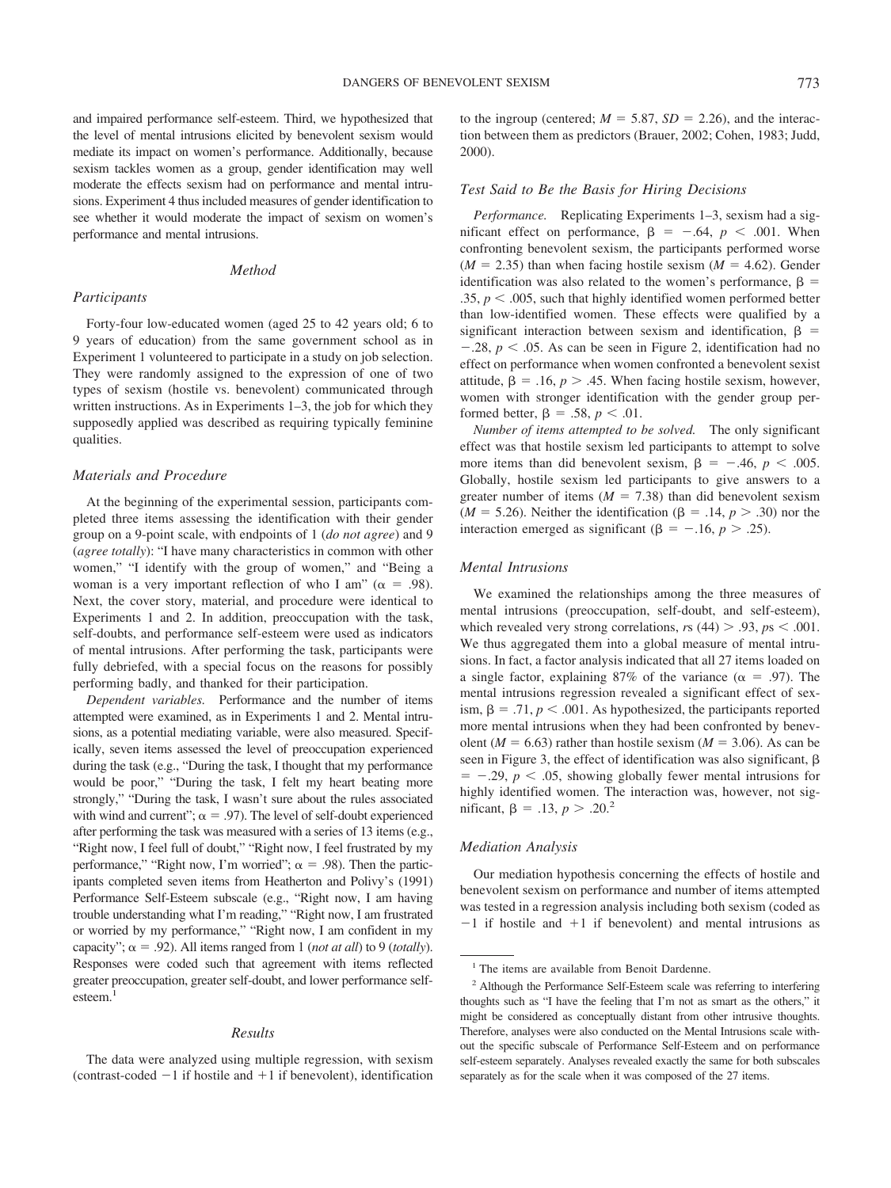and impaired performance self-esteem. Third, we hypothesized that the level of mental intrusions elicited by benevolent sexism would mediate its impact on women's performance. Additionally, because sexism tackles women as a group, gender identification may well moderate the effects sexism had on performance and mental intrusions. Experiment 4 thus included measures of gender identification to see whether it would moderate the impact of sexism on women's performance and mental intrusions.

## Method

### Participants

Forty-four low-educated women (aged 25 to 42 years old; 6 to 9 years of education) from the same government school as in Experiment 1 volunteered to participate in a study on job selection. They were randomly assigned to the expression of one of two types of sexism (hostile vs. benevolent) communicated through written instructions. As in Experiments 1–3, the job for which they supposedly applied was described as requiring typically feminine qualities.

### Materials and Procedure

At the beginning of the experimental session, participants completed three items assessing the identification with their gender group on a 9-point scale, with endpoints of 1 (*do not agree*) and 9 (*agree totally*): "I have many characteristics in common with other women," "I identify with the group of women," and "Being a woman is a very important reflection of who I am" ($\alpha$ = .98). Next, the cover story, material, and procedure were identical to Experiments 1 and 2. In addition, preoccupation with the task, self-doubts, and performance self-esteem were used as indicators of mental intrusions. After performing the task, participants were fully debriefed, with a special focus on the reasons for possibly performing badly, and thanked for their participation.

*Dependent variables.* Performance and the number of items attempted were examined, as in Experiments 1 and 2. Mental intrusions, as a potential mediating variable, were also measured. Specifically, seven items assessed the level of preoccupation experienced during the task (e.g., "During the task, I thought that my performance would be poor," "During the task, I felt my heart beating more strongly," "During the task, I wasn't sure about the rules associated with wind and current"; $\alpha$ = .97). The level of self-doubt experienced after performing the task was measured with a series of 13 items (e.g., "Right now, I feel full of doubt," "Right now, I feel frustrated by my performance," "Right now, I'm worried"; $\alpha$ = .98). Then the participants completed seven items from Heatherton and Polivy's (1991) Performance Self-Esteem subscale (e.g., "Right now, I am having trouble understanding what I'm reading," "Right now, I am frustrated or worried by my performance," "Right now, I am confident in my capacity"; $\alpha$ = .92). All items ranged from 1 (*not at all*) to 9 (*totally*). Responses were coded such that agreement with items reflected greater preoccupation, greater self-doubt, and lower performance self-esteem.[1]

## Results

The data were analyzed using multiple regression, with sexism (contrast-coded −1 if hostile and +1 if benevolent), identification to the ingroup (centered; $M$ = 5.87, $SD$ = 2.26), and the interaction between them as predictors (Brauer, 2002; Cohen, 1983; Judd, 2000).

### Test Said to Be the Basis for Hiring Decisions

*Performance.* Replicating Experiments 1–3, sexism had a significant effect on performance, $\beta = -.64$, $p < .001$. When confronting benevolent sexism, the participants performed worse ($M$ = 2.35) than when facing hostile sexism ($M$ = 4.62). Gender identification was also related to the women's performance, $\beta$ = .35, $p < .005$, such that highly identified women performed better than low-identified women. These effects were qualified by a significant interaction between sexism and identification, $\beta = -.28$, $p < .05$. As can be seen in Figure 2, identification had no effect on performance when women confronted a benevolent sexist attitude, $\beta$ = .16, $p > .45$. When facing hostile sexism, however, women with stronger identification with the gender group performed better, $\beta$ = .58, $p < .01$.

*Number of items attempted to be solved.* The only significant effect was that hostile sexism led participants to attempt to solve more items than did benevolent sexism, $\beta = -.46$, $p < .005$. Globally, hostile sexism led participants to give answers to a greater number of items ($M$ = 7.38) than did benevolent sexism ($M$ = 5.26). Neither the identification ($\beta$ = .14, $p > .30$) nor the interaction emerged as significant ($\beta = -.16$, $p > .25$).

### Mental Intrusions

We examined the relationships among the three measures of mental intrusions (preoccupation, self-doubt, and self-esteem), which revealed very strong correlations, $r$s (44) > .93, $p$s < .001. We thus aggregated them into a global measure of mental intrusions. In fact, a factor analysis indicated that all 27 items loaded on a single factor, explaining 87% of the variance ($\alpha$ = .97). The mental intrusions regression revealed a significant effect of sexism, $\beta$ = .71, $p < .001$. As hypothesized, the participants reported more mental intrusions when they had been confronted by benevolent ($M$ = 6.63) rather than hostile sexism ($M$ = 3.06). As can be seen in Figure 3, the effect of identification was also significant, $\beta = -.29$, $p < .05$, showing globally fewer mental intrusions for highly identified women. The interaction was, however, not significant, $\beta$ = .13, $p > .20$.[2]

### Mediation Analysis

Our mediation hypothesis concerning the effects of hostile and benevolent sexism on performance and number of items attempted was tested in a regression analysis including both sexism (coded as −1 if hostile and +1 if benevolent) and mental intrusions as

---

[1] The items are available from Benoit Dardenne.

[2] Although the Performance Self-Esteem scale was referring to interfering thoughts such as "I have the feeling that I'm not as smart as the others," it might be considered as conceptually distant from other intrusive thoughts. Therefore, analyses were also conducted on the Mental Intrusions scale without the specific subscale of Performance Self-Esteem and on performance self-esteem separately. Analyses revealed exactly the same for both subscales separately as for the scale when it was composed of the 27 items.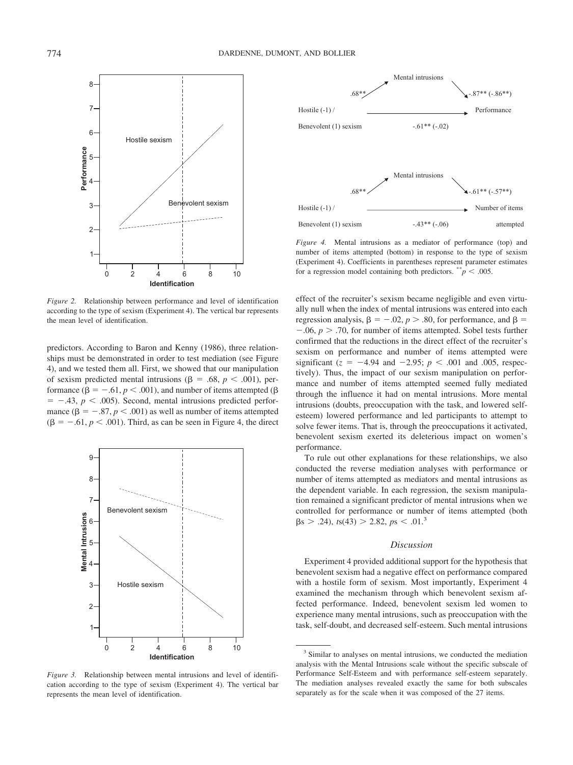*Figure 2.* Relationship between performance and level of identification according to the type of sexism (Experiment 4). The vertical bar represents the mean level of identification.

predictors. According to Baron and Kenny (1986), three relationships must be demonstrated in order to test mediation (see Figure 4), and we tested them all. First, we showed that our manipulation of sexism predicted mental intrusions ($\beta = .68$, $p < .001$), performance ($\beta = -.61$, $p < .001$), and number of items attempted ($\beta = -.43$, $p < .005$). Second, mental intrusions predicted performance ($\beta = -.87$, $p < .001$) as well as number of items attempted ($\beta = -.61$, $p < .001$). Third, as can be seen in Figure 4, the direct effect of the recruiter's sexism became negligible and even virtually null when the index of mental intrusions was entered into each regression analysis, $\beta = -.02$, $p > .80$, for performance, and $\beta = -.06$, $p > .70$, for number of items attempted. Sobel tests further confirmed that the reductions in the direct effect of the recruiter's sexism on performance and number of items attempted were significant ($z = -4.94$ and $-2.95$; $p < .001$ and .005, respectively). Thus, the impact of our sexism manipulation on performance and number of items attempted seemed fully mediated through the influence it had on mental intrusions. More mental intrusions (doubts, preoccupation with the task, and lowered self-esteem) lowered performance and led participants to attempt to solve fewer items. That is, through the preoccupations it activated, benevolent sexism exerted its deleterious impact on women's performance.

*Figure 3.* Relationship between mental intrusions and level of identification according to the type of sexism (Experiment 4). The vertical bar represents the mean level of identification.

*Figure 4.* Mental intrusions as a mediator of performance (top) and number of items attempted (bottom) in response to the type of sexism (Experiment 4). Coefficients in parentheses represent parameter estimates for a regression model containing both predictors. $^{**}p < .005$.

To rule out other explanations for these relationships, we also conducted the reverse mediation analyses with performance or number of items attempted as mediators and mental intrusions as the dependent variable. In each regression, the sexism manipulation remained a significant predictor of mental intrusions when we controlled for performance or number of items attempted (both $\beta$s > .24), $t$s(43) > 2.82, $p$s < .01.[3]

### Discussion

Experiment 4 provided additional support for the hypothesis that benevolent sexism had a negative effect on performance compared with a hostile form of sexism. Most importantly, Experiment 4 examined the mechanism through which benevolent sexism affected performance. Indeed, benevolent sexism led women to experience many mental intrusions, such as preoccupation with the task, self-doubt, and decreased self-esteem. Such mental intrusions

---

[3] Similar to analyses on mental intrusions, we conducted the mediation analysis with the Mental Intrusions scale without the specific subscale of Performance Self-Esteem and with performance self-esteem separately. The mediation analyses revealed exactly the same for both subscales separately as for the scale when it was composed of the 27 items.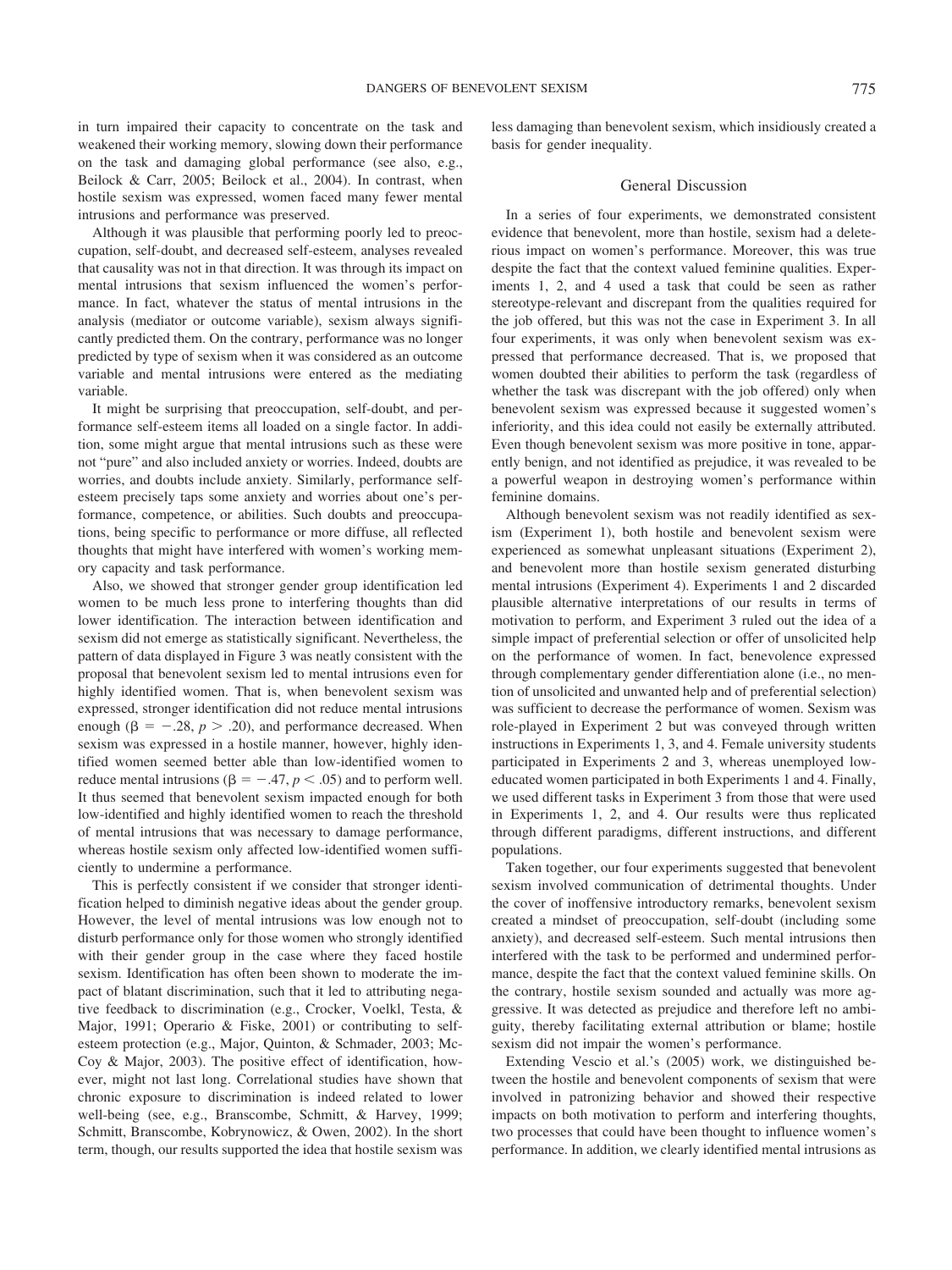in turn impaired their capacity to concentrate on the task and weakened their working memory, slowing down their performance on the task and damaging global performance (see also, e.g., Beilock & Carr, 2005; Beilock et al., 2004). In contrast, when hostile sexism was expressed, women faced many fewer mental intrusions and performance was preserved.

Although it was plausible that performing poorly led to preoccupation, self-doubt, and decreased self-esteem, analyses revealed that causality was not in that direction. It was through its impact on mental intrusions that sexism influenced the women's performance. In fact, whatever the status of mental intrusions in the analysis (mediator or outcome variable), sexism always significantly predicted them. On the contrary, performance was no longer predicted by type of sexism when it was considered as an outcome variable and mental intrusions were entered as the mediating variable.

It might be surprising that preoccupation, self-doubt, and performance self-esteem items all loaded on a single factor. In addition, some might argue that mental intrusions such as these were not "pure" and also included anxiety or worries. Indeed, doubts are worries, and doubts include anxiety. Similarly, performance self-esteem precisely taps some anxiety and worries about one's performance, competence, or abilities. Such doubts and preoccupations, being specific to performance or more diffuse, all reflected thoughts that might have interfered with women's working memory capacity and task performance.

Also, we showed that stronger gender group identification led women to be much less prone to interfering thoughts than did lower identification. The interaction between identification and sexism did not emerge as statistically significant. Nevertheless, the pattern of data displayed in Figure 3 was neatly consistent with the proposal that benevolent sexism led to mental intrusions even for highly identified women. That is, when benevolent sexism was expressed, stronger identification did not reduce mental intrusions enough ($\beta = -.28$, $p > .20$), and performance decreased. When sexism was expressed in a hostile manner, however, highly identified women seemed better able than low-identified women to reduce mental intrusions ($\beta = -.47$, $p < .05$) and to perform well. It thus seemed that benevolent sexism impacted enough for both low-identified and highly identified women to reach the threshold of mental intrusions that was necessary to damage performance, whereas hostile sexism only affected low-identified women sufficiently to undermine a performance.

This is perfectly consistent if we consider that stronger identification helped to diminish negative ideas about the gender group. However, the level of mental intrusions was low enough not to disturb performance only for those women who strongly identified with their gender group in the case where they faced hostile sexism. Identification has often been shown to moderate the impact of blatant discrimination, such that it led to attributing negative feedback to discrimination (e.g., Crocker, Voelkl, Testa, & Major, 1991; Operario & Fiske, 2001) or contributing to self-esteem protection (e.g., Major, Quinton, & Schmader, 2003; McCoy & Major, 2003). The positive effect of identification, however, might not last long. Correlational studies have shown that chronic exposure to discrimination is indeed related to lower well-being (see, e.g., Branscombe, Schmitt, & Harvey, 1999; Schmitt, Branscombe, Kobrynowicz, & Owen, 2002). In the short term, though, our results supported the idea that hostile sexism was less damaging than benevolent sexism, which insidiously created a basis for gender inequality.

## General Discussion

In a series of four experiments, we demonstrated consistent evidence that benevolent, more than hostile, sexism had a deleterious impact on women's performance. Moreover, this was true despite the fact that the context valued feminine qualities. Experiments 1, 2, and 4 used a task that could be seen as rather stereotype-relevant and discrepant from the qualities required for the job offered, but this was not the case in Experiment 3. In all four experiments, it was only when benevolent sexism was expressed that performance decreased. That is, we proposed that women doubted their abilities to perform the task (regardless of whether the task was discrepant with the job offered) only when benevolent sexism was expressed because it suggested women's inferiority, and this idea could not easily be externally attributed. Even though benevolent sexism was more positive in tone, apparently benign, and not identified as prejudice, it was revealed to be a powerful weapon in destroying women's performance within feminine domains.

Although benevolent sexism was not readily identified as sexism (Experiment 1), both hostile and benevolent sexism were experienced as somewhat unpleasant situations (Experiment 2), and benevolent more than hostile sexism generated disturbing mental intrusions (Experiment 4). Experiments 1 and 2 discarded plausible alternative interpretations of our results in terms of motivation to perform, and Experiment 3 ruled out the idea of a simple impact of preferential selection or offer of unsolicited help on the performance of women. In fact, benevolence expressed through complementary gender differentiation alone (i.e., no mention of unsolicited and unwanted help and of preferential selection) was sufficient to decrease the performance of women. Sexism was role-played in Experiment 2 but was conveyed through written instructions in Experiments 1, 3, and 4. Female university students participated in Experiments 2 and 3, whereas unemployed low-educated women participated in both Experiments 1 and 4. Finally, we used different tasks in Experiment 3 from those that were used in Experiments 1, 2, and 4. Our results were thus replicated through different paradigms, different instructions, and different populations.

Taken together, our four experiments suggested that benevolent sexism involved communication of detrimental thoughts. Under the cover of inoffensive introductory remarks, benevolent sexism created a mindset of preoccupation, self-doubt (including some anxiety), and decreased self-esteem. Such mental intrusions then interfered with the task to be performed and undermined performance, despite the fact that the context valued feminine skills. On the contrary, hostile sexism sounded and actually was more aggressive. It was detected as prejudice and therefore left no ambiguity, thereby facilitating external attribution or blame; hostile sexism did not impair the women's performance.

Extending Vescio et al.'s (2005) work, we distinguished between the hostile and benevolent components of sexism that were involved in patronizing behavior and showed their respective impacts on both motivation to perform and interfering thoughts, two processes that could have been thought to influence women's performance. In addition, we clearly identified mental intrusions as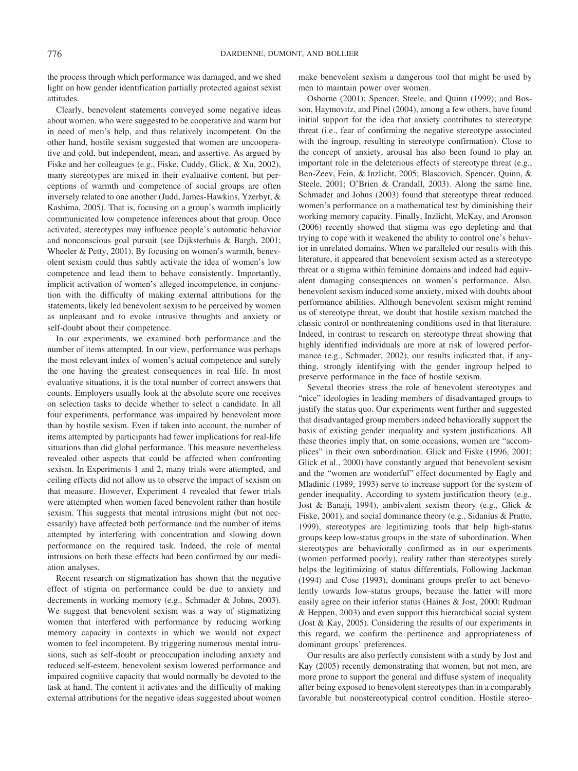the process through which performance was damaged, and we shed light on how gender identification partially protected against sexist attitudes.

Clearly, benevolent statements conveyed some negative ideas about women, who were suggested to be cooperative and warm but in need of men's help, and thus relatively incompetent. On the other hand, hostile sexism suggested that women are uncooperative and cold, but independent, mean, and assertive. As argued by Fiske and her colleagues (e.g., Fiske, Cuddy, Glick, & Xu, 2002), many stereotypes are mixed in their evaluative content, but perceptions of warmth and competence of social groups are often inversely related to one another (Judd, James-Hawkins, Yzerbyt, & Kashima, 2005). That is, focusing on a group's warmth implicitly communicated low competence inferences about that group. Once activated, stereotypes may influence people's automatic behavior and nonconscious goal pursuit (see Dijksterhuis & Bargh, 2001; Wheeler & Petty, 2001). By focusing on women's warmth, benevolent sexism could thus subtly activate the idea of women's low competence and lead them to behave consistently. Importantly, implicit activation of women's alleged incompetence, in conjunction with the difficulty of making external attributions for the statements, likely led benevolent sexism to be perceived by women as unpleasant and to evoke intrusive thoughts and anxiety or self-doubt about their competence.

In our experiments, we examined both performance and the number of items attempted. In our view, performance was perhaps the most relevant index of women's actual competence and surely the one having the greatest consequences in real life. In most evaluative situations, it is the total number of correct answers that counts. Employers usually look at the absolute score one receives on selection tasks to decide whether to select a candidate. In all four experiments, performance was impaired by benevolent more than by hostile sexism. Even if taken into account, the number of items attempted by participants had fewer implications for real-life situations than did global performance. This measure nevertheless revealed other aspects that could be affected when confronting sexism. In Experiments 1 and 2, many trials were attempted, and ceiling effects did not allow us to observe the impact of sexism on that measure. However, Experiment 4 revealed that fewer trials were attempted when women faced benevolent rather than hostile sexism. This suggests that mental intrusions might (but not necessarily) have affected both performance and the number of items attempted by interfering with concentration and slowing down performance on the required task. Indeed, the role of mental intrusions on both these effects had been confirmed by our mediation analyses.

Recent research on stigmatization has shown that the negative effect of stigma on performance could be due to anxiety and decrements in working memory (e.g., Schmader & Johns, 2003). We suggest that benevolent sexism was a way of stigmatizing women that interfered with performance by reducing working memory capacity in contexts in which we would not expect women to feel incompetent. By triggering numerous mental intrusions, such as self-doubt or preoccupation including anxiety and reduced self-esteem, benevolent sexism lowered performance and impaired cognitive capacity that would normally be devoted to the task at hand. The content it activates and the difficulty of making external attributions for the negative ideas suggested about women make benevolent sexism a dangerous tool that might be used by men to maintain power over women.

Osborne (2001); Spencer, Steele, and Quinn (1999); and Bosson, Haymovitz, and Pinel (2004), among a few others, have found initial support for the idea that anxiety contributes to stereotype threat (i.e., fear of confirming the negative stereotype associated with the ingroup, resulting in stereotype confirmation). Close to the concept of anxiety, arousal has also been found to play an important role in the deleterious effects of stereotype threat (e.g., Ben-Zeev, Fein, & Inzlicht, 2005; Blascovich, Spencer, Quinn, & Steele, 2001; O'Brien & Crandall, 2003). Along the same line, Schmader and Johns (2003) found that stereotype threat reduced women's performance on a mathematical test by diminishing their working memory capacity. Finally, Inzlicht, McKay, and Aronson (2006) recently showed that stigma was ego depleting and that trying to cope with it weakened the ability to control one's behavior in unrelated domains. When we paralleled our results with this literature, it appeared that benevolent sexism acted as a stereotype threat or a stigma within feminine domains and indeed had equivalent damaging consequences on women's performance. Also, benevolent sexism induced some anxiety, mixed with doubts about performance abilities. Although benevolent sexism might remind us of stereotype threat, we doubt that hostile sexism matched the classic control or nonthreatening conditions used in that literature. Indeed, in contrast to research on stereotype threat showing that highly identified individuals are more at risk of lowered performance (e.g., Schmader, 2002), our results indicated that, if anything, strongly identifying with the gender ingroup helped to preserve performance in the face of hostile sexism.

Several theories stress the role of benevolent stereotypes and "nice" ideologies in leading members of disadvantaged groups to justify the status quo. Our experiments went further and suggested that disadvantaged group members indeed behaviorally support the basis of existing gender inequality and system justifications. All these theories imply that, on some occasions, women are "accomplices" in their own subordination. Glick and Fiske (1996, 2001; Glick et al., 2000) have constantly argued that benevolent sexism and the "women are wonderful" effect documented by Eagly and Mladinic (1989, 1993) serve to increase support for the system of gender inequality. According to system justification theory (e.g., Jost & Banaji, 1994), ambivalent sexism theory (e.g., Glick & Fiske, 2001), and social dominance theory (e.g., Sidanius & Pratto, 1999), stereotypes are legitimizing tools that help high-status groups keep low-status groups in the state of subordination. When stereotypes are behaviorally confirmed as in our experiments (women performed poorly), reality rather than stereotypes surely helps the legitimizing of status differentials. Following Jackman (1994) and Cose (1993), dominant groups prefer to act benevolently towards low-status groups, because the latter will more easily agree on their inferior status (Haines & Jost, 2000; Rudman & Heppen, 2003) and even support this hierarchical social system (Jost & Kay, 2005). Considering the results of our experiments in this regard, we confirm the pertinence and appropriateness of dominant groups' preferences.

Our results are also perfectly consistent with a study by Jost and Kay (2005) recently demonstrating that women, but not men, are more prone to support the general and diffuse system of inequality after being exposed to benevolent stereotypes than in a comparably favorable but nonstereotypical control condition. Hostile stereo-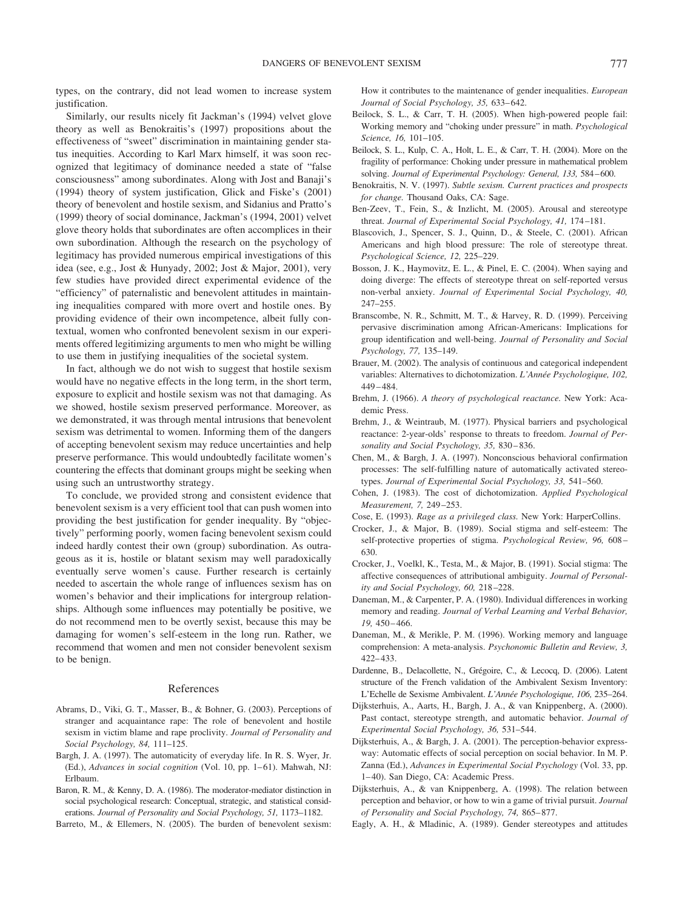types, on the contrary, did not lead women to increase system justification.

Similarly, our results nicely fit Jackman's (1994) velvet glove theory as well as Benokraitis's (1997) propositions about the effectiveness of "sweet" discrimination in maintaining gender status inequities. According to Karl Marx himself, it was soon recognized that legitimacy of dominance needed a state of "false consciousness" among subordinates. Along with Jost and Banaji's (1994) theory of system justification, Glick and Fiske's (2001) theory of benevolent and hostile sexism, and Sidanius and Pratto's (1999) theory of social dominance, Jackman's (1994, 2001) velvet glove theory holds that subordinates are often accomplices in their own subordination. Although the research on the psychology of legitimacy has provided numerous empirical investigations of this idea (see, e.g., Jost & Hunyady, 2002; Jost & Major, 2001), very few studies have provided direct experimental evidence of the "efficiency" of paternalistic and benevolent attitudes in maintaining inequalities compared with more overt and hostile ones. By providing evidence of their own incompetence, albeit fully contextual, women who confronted benevolent sexism in our experiments offered legitimizing arguments to men who might be willing to use them in justifying inequalities of the societal system.

In fact, although we do not wish to suggest that hostile sexism would have no negative effects in the long term, in the short term, exposure to explicit and hostile sexism was not that damaging. As we showed, hostile sexism preserved performance. Moreover, as we demonstrated, it was through mental intrusions that benevolent sexism was detrimental to women. Informing them of the dangers of accepting benevolent sexism may reduce uncertainties and help preserve performance. This would undoubtedly facilitate women's countering the effects that dominant groups might be seeking when using such an untrustworthy strategy.

To conclude, we provided strong and consistent evidence that benevolent sexism is a very efficient tool that can push women into providing the best justification for gender inequality. By "objectively" performing poorly, women facing benevolent sexism could indeed hardly contest their own (group) subordination. As outrageous as it is, hostile or blatant sexism may well paradoxically eventually serve women's cause. Further research is certainly needed to ascertain the whole range of influences sexism has on women's behavior and their implications for intergroup relationships. Although some influences may potentially be positive, we do not recommend men to be overtly sexist, because this may be damaging for women's self-esteem in the long run. Rather, we recommend that women and men not consider benevolent sexism to be benign.

## References

Abrams, D., Viki, G. T., Masser, B., & Bohner, G. (2003). Perceptions of stranger and acquaintance rape: The role of benevolent and hostile sexism in victim blame and rape proclivity. *Journal of Personality and Social Psychology, 84,* 111–125.

Bargh, J. A. (1997). The automaticity of everyday life. In R. S. Wyer, Jr. (Ed.), *Advances in social cognition* (Vol. 10, pp. 1–61). Mahwah, NJ: Erlbaum.

Baron, R. M., & Kenny, D. A. (1986). The moderator-mediator distinction in social psychological research: Conceptual, strategic, and statistical considerations. *Journal of Personality and Social Psychology, 51,* 1173–1182.

Barreto, M., & Ellemers, N. (2005). The burden of benevolent sexism: How it contributes to the maintenance of gender inequalities. *European Journal of Social Psychology, 35,* 633–642.

Beilock, S. L., & Carr, T. H. (2005). When high-powered people fail: Working memory and "choking under pressure" in math. *Psychological Science, 16,* 101–105.

Beilock, S. L., Kulp, C. A., Holt, L. E., & Carr, T. H. (2004). More on the fragility of performance: Choking under pressure in mathematical problem solving. *Journal of Experimental Psychology: General, 133,* 584–600.

Benokraitis, N. V. (1997). *Subtle sexism. Current practices and prospects for change.* Thousand Oaks, CA: Sage.

Ben-Zeev, T., Fein, S., & Inzlicht, M. (2005). Arousal and stereotype threat. *Journal of Experimental Social Psychology, 41,* 174–181.

Blascovich, J., Spencer, S. J., Quinn, D., & Steele, C. (2001). African Americans and high blood pressure: The role of stereotype threat. *Psychological Science, 12,* 225–229.

Bosson, J. K., Haymovitz, E. L., & Pinel, E. C. (2004). When saying and doing diverge: The effects of stereotype threat on self-reported versus non-verbal anxiety. *Journal of Experimental Social Psychology, 40,* 247–255.

Branscombe, N. R., Schmitt, M. T., & Harvey, R. D. (1999). Perceiving pervasive discrimination among African-Americans: Implications for group identification and well-being. *Journal of Personality and Social Psychology, 77,* 135–149.

Brauer, M. (2002). The analysis of continuous and categorical independent variables: Alternatives to dichotomization. *L'Année Psychologique, 102,* 449–484.

Brehm, J. (1966). *A theory of psychological reactance.* New York: Academic Press.

Brehm, J., & Weintraub, M. (1977). Physical barriers and psychological reactance: 2-year-olds' response to threats to freedom. *Journal of Personality and Social Psychology, 35,* 830–836.

Chen, M., & Bargh, J. A. (1997). Nonconscious behavioral confirmation processes: The self-fulfilling nature of automatically activated stereotypes. *Journal of Experimental Social Psychology, 33,* 541–560.

Cohen, J. (1983). The cost of dichotomization. *Applied Psychological Measurement, 7,* 249–253.

Cose, E. (1993). *Rage as a privileged class.* New York: HarperCollins.

Crocker, J., & Major, B. (1989). Social stigma and self-esteem: The self-protective properties of stigma. *Psychological Review, 96,* 608–630.

Crocker, J., Voelkl, K., Testa, M., & Major, B. (1991). Social stigma: The affective consequences of attributional ambiguity. *Journal of Personality and Social Psychology, 60,* 218–228.

Daneman, M., & Carpenter, P. A. (1980). Individual differences in working memory and reading. *Journal of Verbal Learning and Verbal Behavior, 19,* 450–466.

Daneman, M., & Merikle, P. M. (1996). Working memory and language comprehension: A meta-analysis. *Psychonomic Bulletin and Review, 3,* 422–433.

Dardenne, B., Delacollette, N., Grégoire, C., & Lecocq, D. (2006). Latent structure of the French validation of the Ambivalent Sexism Inventory: L'Echelle de Sexisme Ambivalent. *L'Année Psychologique, 106,* 235–264.

Dijksterhuis, A., Aarts, H., Bargh, J. A., & van Knippenberg, A. (2000). Past contact, stereotype strength, and automatic behavior. *Journal of Experimental Social Psychology, 36,* 531–544.

Dijksterhuis, A., & Bargh, J. A. (2001). The perception-behavior expressway: Automatic effects of social perception on social behavior. In M. P. Zanna (Ed.), *Advances in Experimental Social Psychology* (Vol. 33, pp. 1–40). San Diego, CA: Academic Press.

Dijksterhuis, A., & van Knippenberg, A. (1998). The relation between perception and behavior, or how to win a game of trivial pursuit. *Journal of Personality and Social Psychology, 74,* 865–877.

Eagly, A. H., & Mladinic, A. (1989). Gender stereotypes and attitudes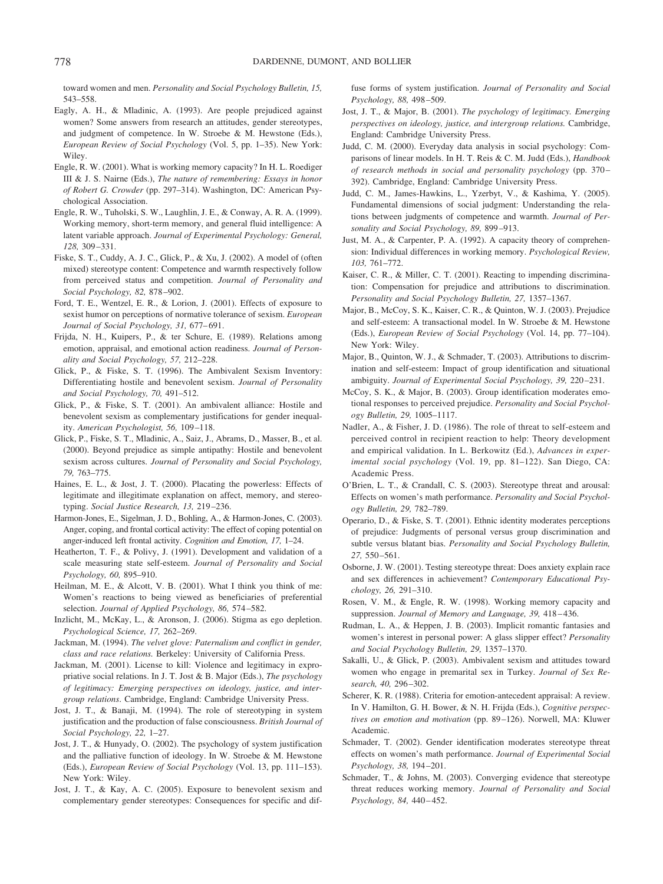toward women and men. *Personality and Social Psychology Bulletin, 15,* 543–558.

Eagly, A. H., & Mladinic, A. (1993). Are people prejudiced against women? Some answers from research an attitudes, gender stereotypes, and judgment of competence. In W. Stroebe & M. Hewstone (Eds.), *European Review of Social Psychology* (Vol. 5, pp. 1–35). New York: Wiley.

Engle, R. W. (2001). What is working memory capacity? In H. L. Roediger III & J. S. Nairne (Eds.), *The nature of remembering: Essays in honor of Robert G. Crowder* (pp. 297–314). Washington, DC: American Psychological Association.

Engle, R. W., Tuholski, S. W., Laughlin, J. E., & Conway, A. R. A. (1999). Working memory, short-term memory, and general fluid intelligence: A latent variable approach. *Journal of Experimental Psychology: General, 128,* 309–331.

Fiske, S. T., Cuddy, A. J. C., Glick, P., & Xu, J. (2002). A model of (often mixed) stereotype content: Competence and warmth respectively follow from perceived status and competition. *Journal of Personality and Social Psychology, 82,* 878–902.

Ford, T. E., Wentzel, E. R., & Lorion, J. (2001). Effects of exposure to sexist humor on perceptions of normative tolerance of sexism. *European Journal of Social Psychology, 31,* 677–691.

Frijda, N. H., Kuipers, P., & ter Schure, E. (1989). Relations among emotion, appraisal, and emotional action readiness. *Journal of Personality and Social Psychology, 57,* 212–228.

Glick, P., & Fiske, S. T. (1996). The Ambivalent Sexism Inventory: Differentiating hostile and benevolent sexism. *Journal of Personality and Social Psychology, 70,* 491–512.

Glick, P., & Fiske, S. T. (2001). An ambivalent alliance: Hostile and benevolent sexism as complementary justifications for gender inequality. *American Psychologist, 56,* 109–118.

Glick, P., Fiske, S. T., Mladinic, A., Saiz, J., Abrams, D., Masser, B., et al. (2000). Beyond prejudice as simple antipathy: Hostile and benevolent sexism across cultures. *Journal of Personality and Social Psychology, 79,* 763–775.

Haines, E. L., & Jost, J. T. (2000). Placating the powerless: Effects of legitimate and illegitimate explanation on affect, memory, and stereotyping. *Social Justice Research, 13,* 219–236.

Harmon-Jones, E., Sigelman, J. D., Bohling, A., & Harmon-Jones, C. (2003). Anger, coping, and frontal cortical activity: The effect of coping potential on anger-induced left frontal activity. *Cognition and Emotion, 17,* 1–24.

Heatherton, T. F., & Polivy, J. (1991). Development and validation of a scale measuring state self-esteem. *Journal of Personality and Social Psychology, 60,* 895–910.

Heilman, M. E., & Alcott, V. B. (2001). What I think you think of me: Women's reactions to being viewed as beneficiaries of preferential selection. *Journal of Applied Psychology, 86,* 574–582.

Inzlicht, M., McKay, L., & Aronson, J. (2006). Stigma as ego depletion. *Psychological Science, 17,* 262–269.

Jackman, M. (1994). *The velvet glove: Paternalism and conflict in gender, class and race relations.* Berkeley: University of California Press.

Jackman, M. (2001). License to kill: Violence and legitimacy in expropriative social relations. In J. T. Jost & B. Major (Eds.), *The psychology of legitimacy: Emerging perspectives on ideology, justice, and intergroup relations*. Cambridge, England: Cambridge University Press.

Jost, J. T., & Banaji, M. (1994). The role of stereotyping in system justification and the production of false consciousness. *British Journal of Social Psychology, 22,* 1–27.

Jost, J. T., & Hunyady, O. (2002). The psychology of system justification and the palliative function of ideology. In W. Stroebe & M. Hewstone (Eds.), *European Review of Social Psychology* (Vol. 13, pp. 111–153). New York: Wiley.

Jost, J. T., & Kay, A. C. (2005). Exposure to benevolent sexism and complementary gender stereotypes: Consequences for specific and diffuse forms of system justification. *Journal of Personality and Social Psychology, 88,* 498–509.

Jost, J. T., & Major, B. (2001). *The psychology of legitimacy. Emerging perspectives on ideology, justice, and intergroup relations.* Cambridge, England: Cambridge University Press.

Judd, C. M. (2000). Everyday data analysis in social psychology: Comparisons of linear models. In H. T. Reis & C. M. Judd (Eds.), *Handbook of research methods in social and personality psychology* (pp. 370–392). Cambridge, England: Cambridge University Press.

Judd, C. M., James-Hawkins, L., Yzerbyt, V., & Kashima, Y. (2005). Fundamental dimensions of social judgment: Understanding the relations between judgments of competence and warmth. *Journal of Personality and Social Psychology, 89,* 899–913.

Just, M. A., & Carpenter, P. A. (1992). A capacity theory of comprehension: Individual differences in working memory. *Psychological Review, 103,* 761–772.

Kaiser, C. R., & Miller, C. T. (2001). Reacting to impending discrimination: Compensation for prejudice and attributions to discrimination. *Personality and Social Psychology Bulletin, 27,* 1357–1367.

Major, B., McCoy, S. K., Kaiser, C. R., & Quinton, W. J. (2003). Prejudice and self-esteem: A transactional model. In W. Stroebe & M. Hewstone (Eds.), *European Review of Social Psychology* (Vol. 14, pp. 77–104). New York: Wiley.

Major, B., Quinton, W. J., & Schmader, T. (2003). Attributions to discrimination and self-esteem: Impact of group identification and situational ambiguity. *Journal of Experimental Social Psychology, 39,* 220–231.

McCoy, S. K., & Major, B. (2003). Group identification moderates emotional responses to perceived prejudice. *Personality and Social Psychology Bulletin, 29,* 1005–1117.

Nadler, A., & Fisher, J. D. (1986). The role of threat to self-esteem and perceived control in recipient reaction to help: Theory development and empirical validation. In L. Berkowitz (Ed.), *Advances in experimental social psychology* (Vol. 19, pp. 81–122). San Diego, CA: Academic Press.

O'Brien, L. T., & Crandall, C. S. (2003). Stereotype threat and arousal: Effects on women's math performance. *Personality and Social Psychology Bulletin, 29,* 782–789.

Operario, D., & Fiske, S. T. (2001). Ethnic identity moderates perceptions of prejudice: Judgments of personal versus group discrimination and subtle versus blatant bias. *Personality and Social Psychology Bulletin, 27,* 550–561.

Osborne, J. W. (2001). Testing stereotype threat: Does anxiety explain race and sex differences in achievement? *Contemporary Educational Psychology, 26,* 291–310.

Rosen, V. M., & Engle, R. W. (1998). Working memory capacity and suppression. *Journal of Memory and Language, 39,* 418–436.

Rudman, L. A., & Heppen, J. B. (2003). Implicit romantic fantasies and women's interest in personal power: A glass slipper effect? *Personality and Social Psychology Bulletin, 29,* 1357–1370.

Sakalli, U., & Glick, P. (2003). Ambivalent sexism and attitudes toward women who engage in premarital sex in Turkey. *Journal of Sex Research, 40,* 296–302.

Scherer, K. R. (1988). Criteria for emotion-antecedent appraisal: A review. In V. Hamilton, G. H. Bower, & N. H. Frijda (Eds.), *Cognitive perspectives on emotion and motivation* (pp. 89–126). Norwell, MA: Kluwer Academic.

Schmader, T. (2002). Gender identification moderates stereotype threat effects on women's math performance. *Journal of Experimental Social Psychology, 38,* 194–201.

Schmader, T., & Johns, M. (2003). Converging evidence that stereotype threat reduces working memory. *Journal of Personality and Social Psychology, 84,* 440–452.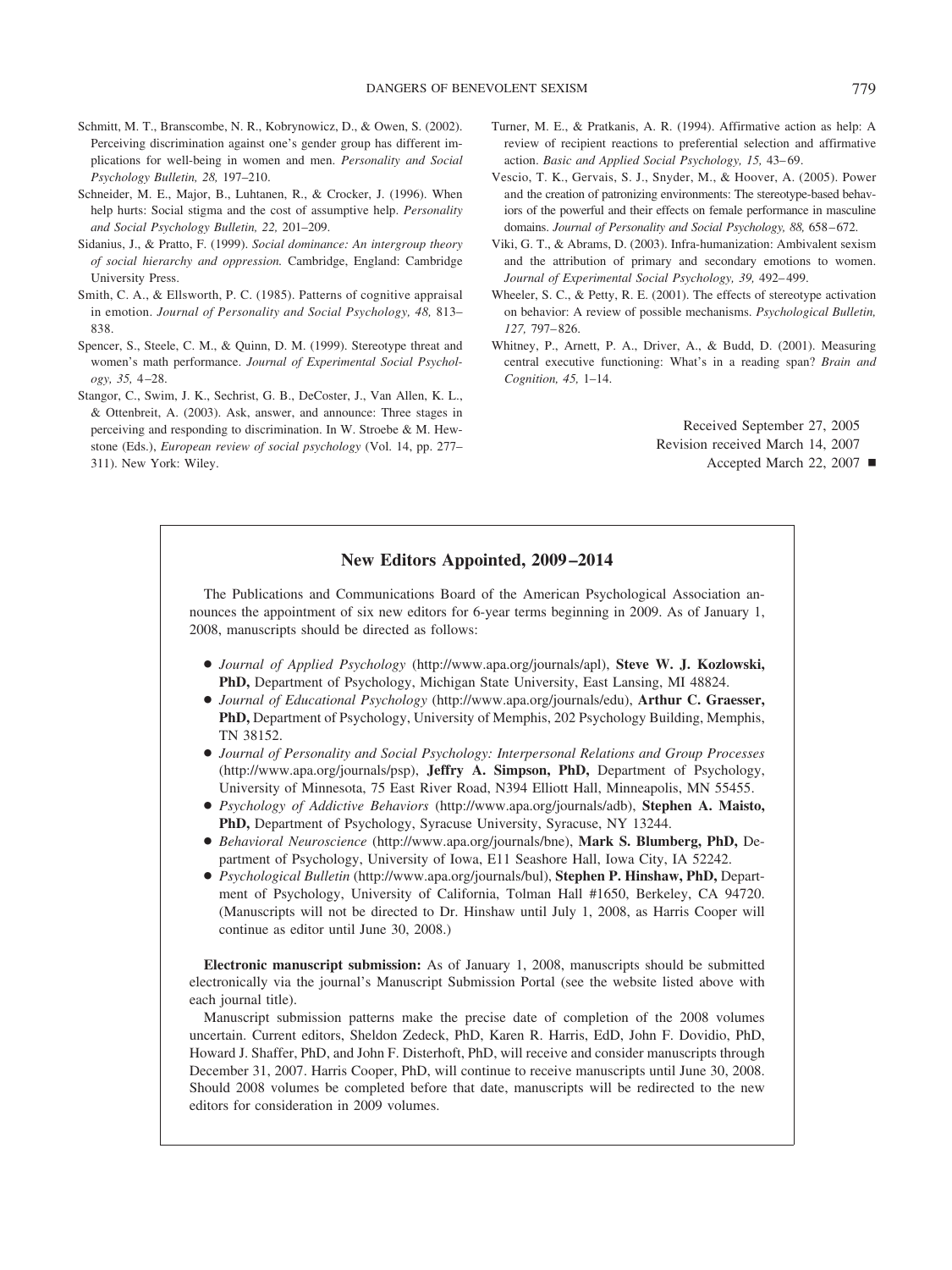Schmitt, M. T., Branscombe, N. R., Kobrynowicz, D., & Owen, S. (2002). Perceiving discrimination against one's gender group has different implications for well-being in women and men. *Personality and Social Psychology Bulletin, 28,* 197–210.

Schneider, M. E., Major, B., Luhtanen, R., & Crocker, J. (1996). When help hurts: Social stigma and the cost of assumptive help. *Personality and Social Psychology Bulletin, 22,* 201–209.

Sidanius, J., & Pratto, F. (1999). *Social dominance: An intergroup theory of social hierarchy and oppression.* Cambridge, England: Cambridge University Press.

Smith, C. A., & Ellsworth, P. C. (1985). Patterns of cognitive appraisal in emotion. *Journal of Personality and Social Psychology, 48,* 813–838.

Spencer, S., Steele, C. M., & Quinn, D. M. (1999). Stereotype threat and women's math performance. *Journal of Experimental Social Psychology, 35,* 4–28.

Stangor, C., Swim, J. K., Sechrist, G. B., DeCoster, J., Van Allen, K. L., & Ottenbreit, A. (2003). Ask, answer, and announce: Three stages in perceiving and responding to discrimination. In W. Stroebe & M. Hewstone (Eds.), *European review of social psychology* (Vol. 14, pp. 277–311). New York: Wiley.

Turner, M. E., & Pratkanis, A. R. (1994). Affirmative action as help: A review of recipient reactions to preferential selection and affirmative action. *Basic and Applied Social Psychology, 15,* 43–69.

Vescio, T. K., Gervais, S. J., Snyder, M., & Hoover, A. (2005). Power and the creation of patronizing environments: The stereotype-based behaviors of the powerful and their effects on female performance in masculine domains. *Journal of Personality and Social Psychology, 88,* 658–672.

Viki, G. T., & Abrams, D. (2003). Infra-humanization: Ambivalent sexism and the attribution of primary and secondary emotions to women. *Journal of Experimental Social Psychology, 39,* 492–499.

Wheeler, S. C., & Petty, R. E. (2001). The effects of stereotype activation on behavior: A review of possible mechanisms. *Psychological Bulletin, 127,* 797–826.

Whitney, P., Arnett, P. A., Driver, A., & Budd, D. (2001). Measuring central executive functioning: What's in a reading span? *Brain and Cognition, 45,* 1–14.

Received September 27, 2005
Revision received March 14, 2007
Accepted March 22, 2007 ■

## New Editors Appointed, 2009–2014

The Publications and Communications Board of the American Psychological Association announces the appointment of six new editors for 6-year terms beginning in 2009. As of January 1, 2008, manuscripts should be directed as follows:

- *Journal of Applied Psychology* (http://www.apa.org/journals/apl), **Steve W. J. Kozlowski, PhD,** Department of Psychology, Michigan State University, East Lansing, MI 48824.
- *Journal of Educational Psychology* (http://www.apa.org/journals/edu), **Arthur C. Graesser, PhD,** Department of Psychology, University of Memphis, 202 Psychology Building, Memphis, TN 38152.
- *Journal of Personality and Social Psychology: Interpersonal Relations and Group Processes* (http://www.apa.org/journals/psp), **Jeffry A. Simpson, PhD,** Department of Psychology, University of Minnesota, 75 East River Road, N394 Elliott Hall, Minneapolis, MN 55455.
- *Psychology of Addictive Behaviors* (http://www.apa.org/journals/adb), **Stephen A. Maisto, PhD,** Department of Psychology, Syracuse University, Syracuse, NY 13244.
- *Behavioral Neuroscience* (http://www.apa.org/journals/bne), **Mark S. Blumberg, PhD,** Department of Psychology, University of Iowa, E11 Seashore Hall, Iowa City, IA 52242.
- *Psychological Bulletin* (http://www.apa.org/journals/bul), **Stephen P. Hinshaw, PhD,** Department of Psychology, University of California, Tolman Hall #1650, Berkeley, CA 94720. (Manuscripts will not be directed to Dr. Hinshaw until July 1, 2008, as Harris Cooper will continue as editor until June 30, 2008.)

**Electronic manuscript submission:** As of January 1, 2008, manuscripts should be submitted electronically via the journal's Manuscript Submission Portal (see the website listed above with each journal title).

Manuscript submission patterns make the precise date of completion of the 2008 volumes uncertain. Current editors, Sheldon Zedeck, PhD, Karen R. Harris, EdD, John F. Dovidio, PhD, Howard J. Shaffer, PhD, and John F. Disterhoft, PhD, will receive and consider manuscripts through December 31, 2007. Harris Cooper, PhD, will continue to receive manuscripts until June 30, 2008. Should 2008 volumes be completed before that date, manuscripts will be redirected to the new editors for consideration in 2009 volumes.